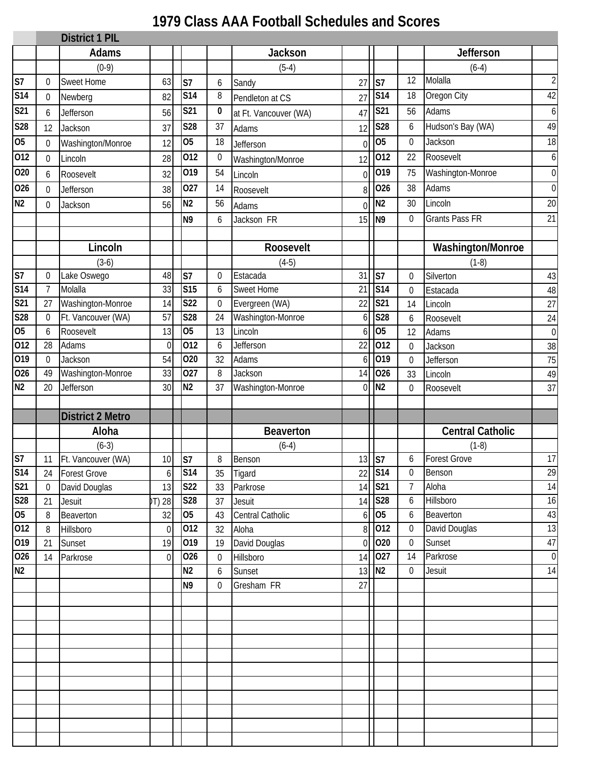# 1979 Class AAA Football Schedules and Scores

## District 1 PIL

| | | Adams | | | | Jackson | | | | Jefferson | |
|---|---|---|---|---|---|---|---|---|---|---|---|
| | | (0-9) | | | | (5-4) | | | | (6-4) | |
| S7 | 0 | Sweet Home | 63 | S7 | 6 | Sandy | 27 | S7 | 12 | Molalla | 2 |
| S14 | 0 | Newberg | 82 | S14 | 8 | Pendleton at CS | 27 | S14 | 18 | Oregon City | 42 |
| S21 | 6 | Jefferson | 56 | S21 | 0 | at Ft. Vancouver (WA) | 47 | S21 | 56 | Adams | 6 |
| S28 | 12 | Jackson | 37 | S28 | 37 | Adams | 12 | S28 | 6 | Hudson's Bay (WA) | 49 |
| O5 | 0 | Washington/Monroe | 12 | O5 | 18 | Jefferson | 0 | O5 | 0 | Jackson | 18 |
| O12 | 0 | Lincoln | 28 | O12 | 0 | Washington/Monroe | 12 | O12 | 22 | Roosevelt | 6 |
| O20 | 6 | Roosevelt | 32 | O19 | 54 | Lincoln | 0 | O19 | 75 | Washington-Monroe | 0 |
| O26 | 0 | Jefferson | 38 | O27 | 14 | Roosevelt | 8 | O26 | 38 | Adams | 0 |
| N2 | 0 | Jackson | 56 | N2 | 56 | Adams | 0 | N2 | 30 | Lincoln | 20 |
| | | | | N9 | 6 | Jackson FR | 15 | N9 | 0 | Grants Pass FR | 21 |

| | | Lincoln | | | | Roosevelt | | | | Washington/Monroe | |
|---|---|---|---|---|---|---|---|---|---|---|---|
| | | (3-6) | | | | (4-5) | | | | (1-8) | |
| S7 | 0 | Lake Oswego | 48 | S7 | 0 | Estacada | 31 | S7 | 0 | Silverton | 43 |
| S14 | 7 | Molalla | 33 | S15 | 6 | Sweet Home | 21 | S14 | 0 | Estacada | 48 |
| S21 | 27 | Washington-Monroe | 14 | S22 | 0 | Evergreen (WA) | 22 | S21 | 14 | Lincoln | 27 |
| S28 | 0 | Ft. Vancouver (WA) | 57 | S28 | 24 | Washington-Monroe | 6 | S28 | 6 | Roosevelt | 24 |
| O5 | 6 | Roosevelt | 13 | O5 | 13 | Lincoln | 6 | O5 | 12 | Adams | 0 |
| O12 | 28 | Adams | 0 | O12 | 6 | Jefferson | 22 | O12 | 0 | Jackson | 38 |
| O19 | 0 | Jackson | 54 | O20 | 32 | Adams | 6 | O19 | 0 | Jefferson | 75 |
| O26 | 49 | Washington-Monroe | 33 | O27 | 8 | Jackson | 14 | O26 | 33 | Lincoln | 49 |
| N2 | 20 | Jefferson | 30 | N2 | 37 | Washington-Monroe | 0 | N2 | 0 | Roosevelt | 37 |

## District 2 Metro

| | | Aloha | | | | Beaverton | | | | Central Catholic | |
|---|---|---|---|---|---|---|---|---|---|---|---|
| | | (6-3) | | | | (6-4) | | | | (1-8) | |
| S7 | 11 | Ft. Vancouver (WA) | 10 | S7 | 8 | Benson | 13 | S7 | 6 | Forest Grove | 17 |
| S14 | 24 | Forest Grove | 6 | S14 | 35 | Tigard | 22 | S14 | 0 | Benson | 29 |
| S21 | 0 | David Douglas | 13 | S22 | 33 | Parkrose | 14 | S21 | 7 | Aloha | 14 |
| S28 | 21 | Jesuit | (OT) 28 | S28 | 37 | Jesuit | 14 | S28 | 6 | Hillsboro | 16 |
| O5 | 8 | Beaverton | 32 | O5 | 43 | Central Catholic | 6 | O5 | 6 | Beaverton | 43 |
| O12 | 8 | Hillsboro | 0 | O12 | 32 | Aloha | 8 | O12 | 0 | David Douglas | 13 |
| O19 | 21 | Sunset | 19 | O19 | 19 | David Douglas | 0 | O20 | 0 | Sunset | 47 |
| O26 | 14 | Parkrose | 0 | O26 | 0 | Hillsboro | 14 | O27 | 14 | Parkrose | 0 |
| N2 | | | | N2 | 6 | Sunset | 13 | N2 | 0 | Jesuit | 14 |
| | | | | N9 | 0 | Gresham FR | 27 | | | | |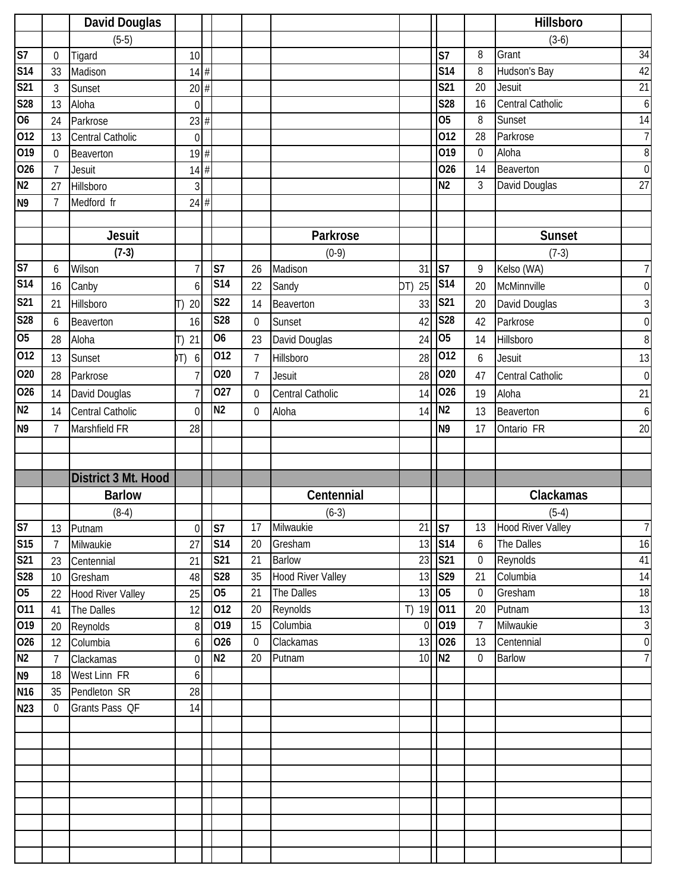| | | | | |
|---|---|---|---|---|
| | | **David Douglas** | | |
| | | (5-5) | | |
| S7 | 0 | Tigard | 10 | |
| S14 | 33 | Madison | 14 | # |
| S21 | 3 | Sunset | 20 | # |
| S28 | 13 | Aloha | 0 | |
| O6 | 24 | Parkrose | 23 | # |
| O12 | 13 | Central Catholic | 0 | |
| O19 | 0 | Beaverton | 19 | # |
| O26 | 7 | Jesuit | 14 | # |
| N2 | 27 | Hillsboro | 3 | |
| N9 | 7 | Medford fr | 24 | # |

| | | | |
|---|---|---|---|
| | | **Hillsboro** | |
| | | (3-6) | |
| S7 | 8 | Grant | 34 |
| S14 | 8 | Hudson's Bay | 42 |
| S21 | 20 | Jesuit | 21 |
| S28 | 16 | Central Catholic | 6 |
| O5 | 8 | Sunset | 14 |
| O12 | 28 | Parkrose | 7 |
| O19 | 0 | Aloha | 8 |
| O26 | 14 | Beaverton | 0 |
| N2 | 3 | David Douglas | 27 |

| | | | |
|---|---|---|---|
| | | **Jesuit** | |
| | | (7-3) | |
| S7 | 6 | Wilson | 7 |
| S14 | 16 | Canby | 6 |
| S21 | 21 | Hillsboro | T) 20 |
| S28 | 6 | Beaverton | 16 |
| O5 | 28 | Aloha | T) 21 |
| O12 | 13 | Sunset | OT) 6 |
| O20 | 28 | Parkrose | 7 |
| O26 | 14 | David Douglas | 7 |
| N2 | 14 | Central Catholic | 0 |
| N9 | 7 | Marshfield FR | 28 |

| | | | |
|---|---|---|---|
| | | **Parkrose** | |
| | | (0-9) | |
| S7 | 26 | Madison | 31 |
| S14 | 22 | Sandy | OT) 25 |
| S22 | 14 | Beaverton | 33 |
| S28 | 0 | Sunset | 42 |
| O6 | 23 | David Douglas | 24 |
| O12 | 7 | Hillsboro | 28 |
| O20 | 7 | Jesuit | 28 |
| O27 | 0 | Central Catholic | 14 |
| N2 | 0 | Aloha | 14 |

| | | | |
|---|---|---|---|
| | | **Sunset** | |
| | | (7-3) | |
| S7 | 9 | Kelso (WA) | 7 |
| S14 | 20 | McMinnville | 0 |
| S21 | 20 | David Douglas | 3 |
| S28 | 42 | Parkrose | 0 |
| O5 | 14 | Hillsboro | 8 |
| O12 | 6 | Jesuit | 13 |
| O20 | 47 | Central Catholic | 0 |
| O26 | 19 | Aloha | 21 |
| N2 | 13 | Beaverton | 6 |
| N9 | 17 | Ontario FR | 20 |

## District 3 Mt. Hood

| | | | |
|---|---|---|---|
| | | **Barlow** | |
| | | (8-4) | |
| S7 | 13 | Putnam | 0 |
| S15 | 7 | Milwaukie | 27 |
| S21 | 23 | Centennial | 21 |
| S28 | 10 | Gresham | 48 |
| O5 | 22 | Hood River Valley | 25 |
| O11 | 41 | The Dalles | 12 |
| O19 | 20 | Reynolds | 8 |
| O26 | 12 | Columbia | 6 |
| N2 | 7 | Clackamas | 0 |
| N9 | 18 | West Linn FR | 6 |
| N16 | 35 | Pendleton SR | 28 |
| N23 | 0 | Grants Pass QF | 14 |

| | | | |
|---|---|---|---|
| | | **Centennial** | |
| | | (6-3) | |
| S7 | 17 | Milwaukie | 21 |
| S14 | 20 | Gresham | 13 |
| S21 | 21 | Barlow | 23 |
| S28 | 35 | Hood River Valley | 13 |
| O5 | 21 | The Dalles | 13 |
| O12 | 20 | Reynolds | T) 19 |
| O19 | 15 | Columbia | 0 |
| O26 | 0 | Clackamas | 13 |
| N2 | 20 | Putnam | 10 |

| | | | |
|---|---|---|---|
| | | **Clackamas** | |
| | | (5-4) | |
| S7 | 13 | Hood River Valley | 7 |
| S14 | 6 | The Dalles | 16 |
| S21 | 0 | Reynolds | 41 |
| S29 | 21 | Columbia | 14 |
| O5 | 0 | Gresham | 18 |
| O11 | 20 | Putnam | 13 |
| O19 | 7 | Milwaukie | 3 |
| O26 | 13 | Centennial | 0 |
| N2 | 0 | Barlow | 7 |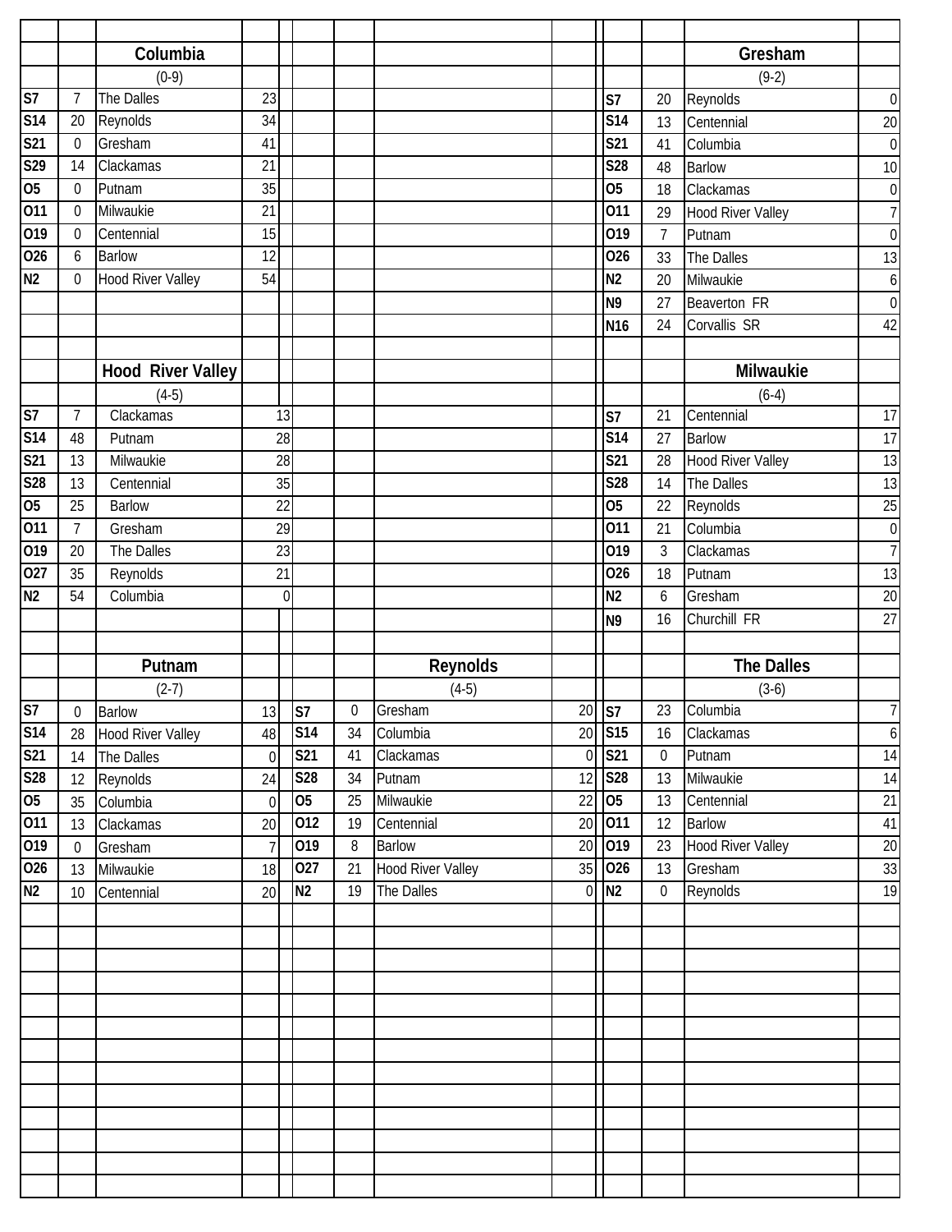## Columbia

(0-9)

| | | | |
|---|---|---|---|
| S7 | 7 | The Dalles | 23 |
| S14 | 20 | Reynolds | 34 |
| S21 | 0 | Gresham | 41 |
| S29 | 14 | Clackamas | 21 |
| O5 | 0 | Putnam | 35 |
| O11 | 0 | Milwaukie | 21 |
| O19 | 0 | Centennial | 15 |
| O26 | 6 | Barlow | 12 |
| N2 | 0 | Hood River Valley | 54 |

## Gresham

(9-2)

| | | | |
|---|---|---|---|
| S7 | 20 | Reynolds | 0 |
| S14 | 13 | Centennial | 20 |
| S21 | 41 | Columbia | 0 |
| S28 | 48 | Barlow | 10 |
| O5 | 18 | Clackamas | 0 |
| O11 | 29 | Hood River Valley | 7 |
| O19 | 7 | Putnam | 0 |
| O26 | 33 | The Dalles | 13 |
| N2 | 20 | Milwaukie | 6 |
| N9 | 27 | Beaverton FR | 0 |
| N16 | 24 | Corvallis SR | 42 |

## Hood River Valley

(4-5)

| | | | |
|---|---|---|---|
| S7 | 7 | Clackamas | 13 |
| S14 | 48 | Putnam | 28 |
| S21 | 13 | Milwaukie | 28 |
| S28 | 13 | Centennial | 35 |
| O5 | 25 | Barlow | 22 |
| O11 | 7 | Gresham | 29 |
| O19 | 20 | The Dalles | 23 |
| O27 | 35 | Reynolds | 21 |
| N2 | 54 | Columbia | 0 |

## Milwaukie

(6-4)

| | | | |
|---|---|---|---|
| S7 | 21 | Centennial | 17 |
| S14 | 27 | Barlow | 17 |
| S21 | 28 | Hood River Valley | 13 |
| S28 | 14 | The Dalles | 13 |
| O5 | 22 | Reynolds | 25 |
| O11 | 21 | Columbia | 0 |
| O19 | 3 | Clackamas | 7 |
| O26 | 18 | Putnam | 13 |
| N2 | 6 | Gresham | 20 |
| N9 | 16 | Churchill FR | 27 |

## Putnam

(2-7)

| | | | |
|---|---|---|---|
| S7 | 0 | Barlow | 13 |
| S14 | 28 | Hood River Valley | 48 |
| S21 | 14 | The Dalles | 0 |
| S28 | 12 | Reynolds | 24 |
| O5 | 35 | Columbia | 0 |
| O11 | 13 | Clackamas | 20 |
| O19 | 0 | Gresham | 7 |
| O26 | 13 | Milwaukie | 18 |
| N2 | 10 | Centennial | 20 |

## Reynolds

(4-5)

| | | | |
|---|---|---|---|
| S7 | 0 | Gresham | 20 |
| S14 | 34 | Columbia | 20 |
| S21 | 41 | Clackamas | 0 |
| S28 | 34 | Putnam | 12 |
| O5 | 25 | Milwaukie | 22 |
| O12 | 19 | Centennial | 20 |
| O19 | 8 | Barlow | 20 |
| O27 | 21 | Hood River Valley | 35 |
| N2 | 19 | The Dalles | 0 |

## The Dalles

(3-6)

| | | | |
|---|---|---|---|
| S7 | 23 | Columbia | 7 |
| S15 | 16 | Clackamas | 6 |
| S21 | 0 | Putnam | 14 |
| S28 | 13 | Milwaukie | 14 |
| O5 | 13 | Centennial | 21 |
| O11 | 12 | Barlow | 41 |
| O19 | 23 | Hood River Valley | 20 |
| O26 | 13 | Gresham | 33 |
| N2 | 0 | Reynolds | 19 |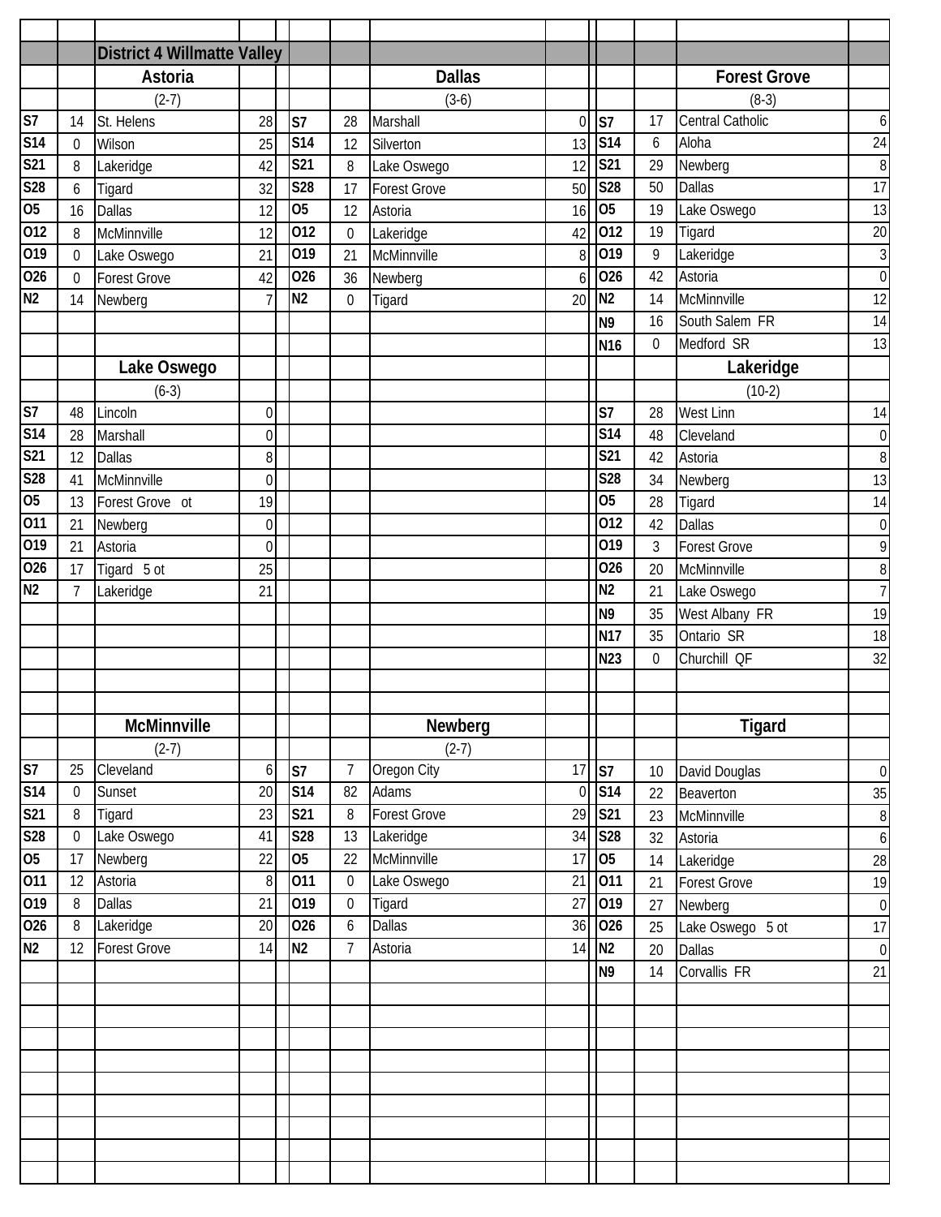## District 4 Willmatte Valley

### Astoria
(2-7)

| | | | |
|---|---|---|---|
| S7 | 14 | St. Helens | 28 |
| S14 | 0 | Wilson | 25 |
| S21 | 8 | Lakeridge | 42 |
| S28 | 6 | Tigard | 32 |
| O5 | 16 | Dallas | 12 |
| O12 | 8 | McMinnville | 12 |
| O19 | 0 | Lake Oswego | 21 |
| O26 | 0 | Forest Grove | 42 |
| N2 | 14 | Newberg | 7 |

### Dallas
(3-6)

| | | | |
|---|---|---|---|
| S7 | 28 | Marshall | 0 |
| S14 | 12 | Silverton | 13 |
| S21 | 8 | Lake Oswego | 12 |
| S28 | 17 | Forest Grove | 50 |
| O5 | 12 | Astoria | 16 |
| O12 | 0 | Lakeridge | 42 |
| O19 | 21 | McMinnville | 8 |
| O26 | 36 | Newberg | 6 |
| N2 | 0 | Tigard | 20 |

### Forest Grove
(8-3)

| | | | |
|---|---|---|---|
| S7 | 17 | Central Catholic | 6 |
| S14 | 6 | Aloha | 24 |
| S21 | 29 | Newberg | 8 |
| S28 | 50 | Dallas | 17 |
| O5 | 19 | Lake Oswego | 13 |
| O12 | 19 | Tigard | 20 |
| O19 | 9 | Lakeridge | 3 |
| O26 | 42 | Astoria | 0 |
| N2 | 14 | McMinnville | 12 |
| N9 | 16 | South Salem FR | 14 |
| N16 | 0 | Medford SR | 13 |

### Lake Oswego
(6-3)

| | | | |
|---|---|---|---|
| S7 | 48 | Lincoln | 0 |
| S14 | 28 | Marshall | 0 |
| S21 | 12 | Dallas | 8 |
| S28 | 41 | McMinnville | 0 |
| O5 | 13 | Forest Grove ot | 19 |
| O11 | 21 | Newberg | 0 |
| O19 | 21 | Astoria | 0 |
| O26 | 17 | Tigard 5 ot | 25 |
| N2 | 7 | Lakeridge | 21 |

### Lakeridge
(10-2)

| | | | |
|---|---|---|---|
| S7 | 28 | West Linn | 14 |
| S14 | 48 | Cleveland | 0 |
| S21 | 42 | Astoria | 8 |
| S28 | 34 | Newberg | 13 |
| O5 | 28 | Tigard | 14 |
| O12 | 42 | Dallas | 0 |
| O19 | 3 | Forest Grove | 9 |
| O26 | 20 | McMinnville | 8 |
| N2 | 21 | Lake Oswego | 7 |
| N9 | 35 | West Albany FR | 19 |
| N17 | 35 | Ontario SR | 18 |
| N23 | 0 | Churchill QF | 32 |

### McMinnville
(2-7)

| | | | |
|---|---|---|---|
| S7 | 25 | Cleveland | 6 |
| S14 | 0 | Sunset | 20 |
| S21 | 8 | Tigard | 23 |
| S28 | 0 | Lake Oswego | 41 |
| O5 | 17 | Newberg | 22 |
| O11 | 12 | Astoria | 8 |
| O19 | 8 | Dallas | 21 |
| O26 | 8 | Lakeridge | 20 |
| N2 | 12 | Forest Grove | 14 |

### Newberg
(2-7)

| | | | |
|---|---|---|---|
| S7 | 7 | Oregon City | 17 |
| S14 | 82 | Adams | 0 |
| S21 | 8 | Forest Grove | 29 |
| S28 | 13 | Lakeridge | 34 |
| O5 | 22 | McMinnville | 17 |
| O11 | 0 | Lake Oswego | 21 |
| O19 | 0 | Tigard | 27 |
| O26 | 6 | Dallas | 36 |
| N2 | 7 | Astoria | 14 |

### Tigard

| | | | |
|---|---|---|---|
| S7 | 10 | David Douglas | 0 |
| S14 | 22 | Beaverton | 35 |
| S21 | 23 | McMinnville | 8 |
| S28 | 32 | Astoria | 6 |
| O5 | 14 | Lakeridge | 28 |
| O11 | 21 | Forest Grove | 19 |
| O19 | 27 | Newberg | 0 |
| O26 | 25 | Lake Oswego 5 ot | 17 |
| N2 | 20 | Dallas | 0 |
| N9 | 14 | Corvallis FR | 21 |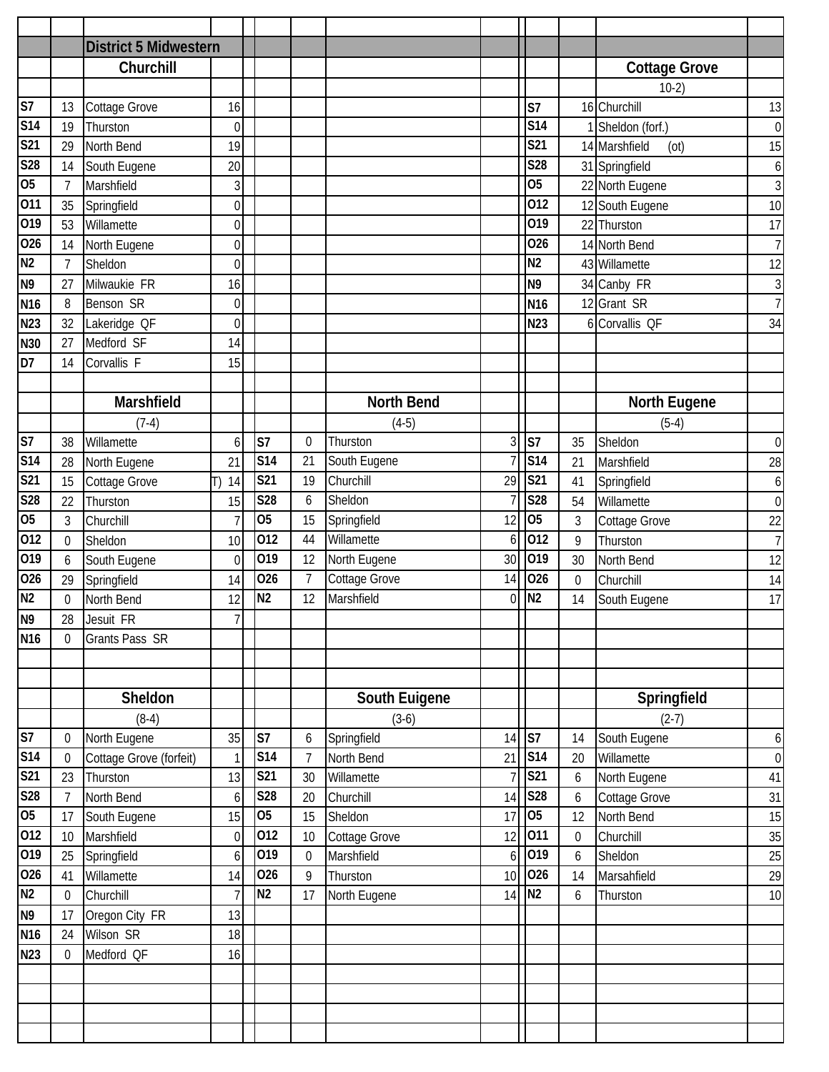## District 5 Midwestern

### Churchill

| | | | |
|---|---|---|---|
| S7 | 13 | Cottage Grove | 16 |
| S14 | 19 | Thurston | 0 |
| S21 | 29 | North Bend | 19 |
| S28 | 14 | South Eugene | 20 |
| O5 | 7 | Marshfield | 3 |
| O11 | 35 | Springfield | 0 |
| O19 | 53 | Willamette | 0 |
| O26 | 14 | North Eugene | 0 |
| N2 | 7 | Sheldon | 0 |
| N9 | 27 | Milwaukie FR | 16 |
| N16 | 8 | Benson SR | 0 |
| N23 | 32 | Lakeridge QF | 0 |
| N30 | 27 | Medford SF | 14 |
| D7 | 14 | Corvallis F | 15 |

### Cottage Grove

10-2)

| | | | |
|---|---|---|---|
| S7 | 16 | Churchill | 13 |
| S14 | 1 | Sheldon (forf.) | 0 |
| S21 | 14 | Marshfield (ot) | 15 |
| S28 | 31 | Springfield | 6 |
| O5 | 22 | North Eugene | 3 |
| O12 | 12 | South Eugene | 10 |
| O19 | 22 | Thurston | 17 |
| O26 | 14 | North Bend | 7 |
| N2 | 43 | Willamette | 12 |
| N9 | 34 | Canby FR | 3 |
| N16 | 12 | Grant SR | 7 |
| N23 | 6 | Corvallis QF | 34 |

### Marshfield

(7-4)

| | | | |
|---|---|---|---|
| S7 | 38 | Willamette | 6 |
| S14 | 28 | North Eugene | 21 |
| S21 | 15 | Cottage Grove | T) 14 |
| S28 | 22 | Thurston | 15 |
| O5 | 3 | Churchill | 7 |
| O12 | 0 | Sheldon | 10 |
| O19 | 6 | South Eugene | 0 |
| O26 | 29 | Springfield | 14 |
| N2 | 0 | North Bend | 12 |
| N9 | 28 | Jesuit FR | 7 |
| N16 | 0 | Grants Pass SR | |

### North Bend

(4-5)

| | | | |
|---|---|---|---|
| S7 | 0 | Thurston | 3 |
| S14 | 21 | South Eugene | 7 |
| S21 | 19 | Churchill | 29 |
| S28 | 6 | Sheldon | 7 |
| O5 | 15 | Springfield | 12 |
| O12 | 44 | Willamette | 6 |
| O19 | 12 | North Eugene | 30 |
| O26 | 7 | Cottage Grove | 14 |
| N2 | 12 | Marshfield | 0 |

### North Eugene

(5-4)

| | | | |
|---|---|---|---|
| S7 | 35 | Sheldon | 0 |
| S14 | 21 | Marshfield | 28 |
| S21 | 41 | Springfield | 6 |
| S28 | 54 | Willamette | 0 |
| O5 | 3 | Cottage Grove | 22 |
| O12 | 9 | Thurston | 7 |
| O19 | 30 | North Bend | 12 |
| O26 | 0 | Churchill | 14 |
| N2 | 14 | South Eugene | 17 |

### Sheldon

(8-4)

| | | | |
|---|---|---|---|
| S7 | 0 | North Eugene | 35 |
| S14 | 0 | Cottage Grove (forfeit) | 1 |
| S21 | 23 | Thurston | 13 |
| S28 | 7 | North Bend | 6 |
| O5 | 17 | South Eugene | 15 |
| O12 | 10 | Marshfield | 0 |
| O19 | 25 | Springfield | 6 |
| O26 | 41 | Willamette | 14 |
| N2 | 0 | Churchill | 7 |
| N9 | 17 | Oregon City FR | 13 |
| N16 | 24 | Wilson SR | 18 |
| N23 | 0 | Medford QF | 16 |

### South Euigene

(3-6)

| | | | |
|---|---|---|---|
| S7 | 6 | Springfield | 14 |
| S14 | 7 | North Bend | 21 |
| S21 | 30 | Willamette | 7 |
| S28 | 20 | Churchill | 14 |
| O5 | 15 | Sheldon | 17 |
| O12 | 10 | Cottage Grove | 12 |
| O19 | 0 | Marshfield | 6 |
| O26 | 9 | Thurston | 10 |
| N2 | 17 | North Eugene | 14 |

### Springfield

(2-7)

| | | | |
|---|---|---|---|
| S7 | 14 | South Eugene | 6 |
| S14 | 20 | Willamette | 0 |
| S21 | 6 | North Eugene | 41 |
| S28 | 6 | Cottage Grove | 31 |
| O5 | 12 | North Bend | 15 |
| O11 | 0 | Churchill | 35 |
| O19 | 6 | Sheldon | 25 |
| O26 | 14 | Marsahfield | 29 |
| N2 | 6 | Thurston | 10 |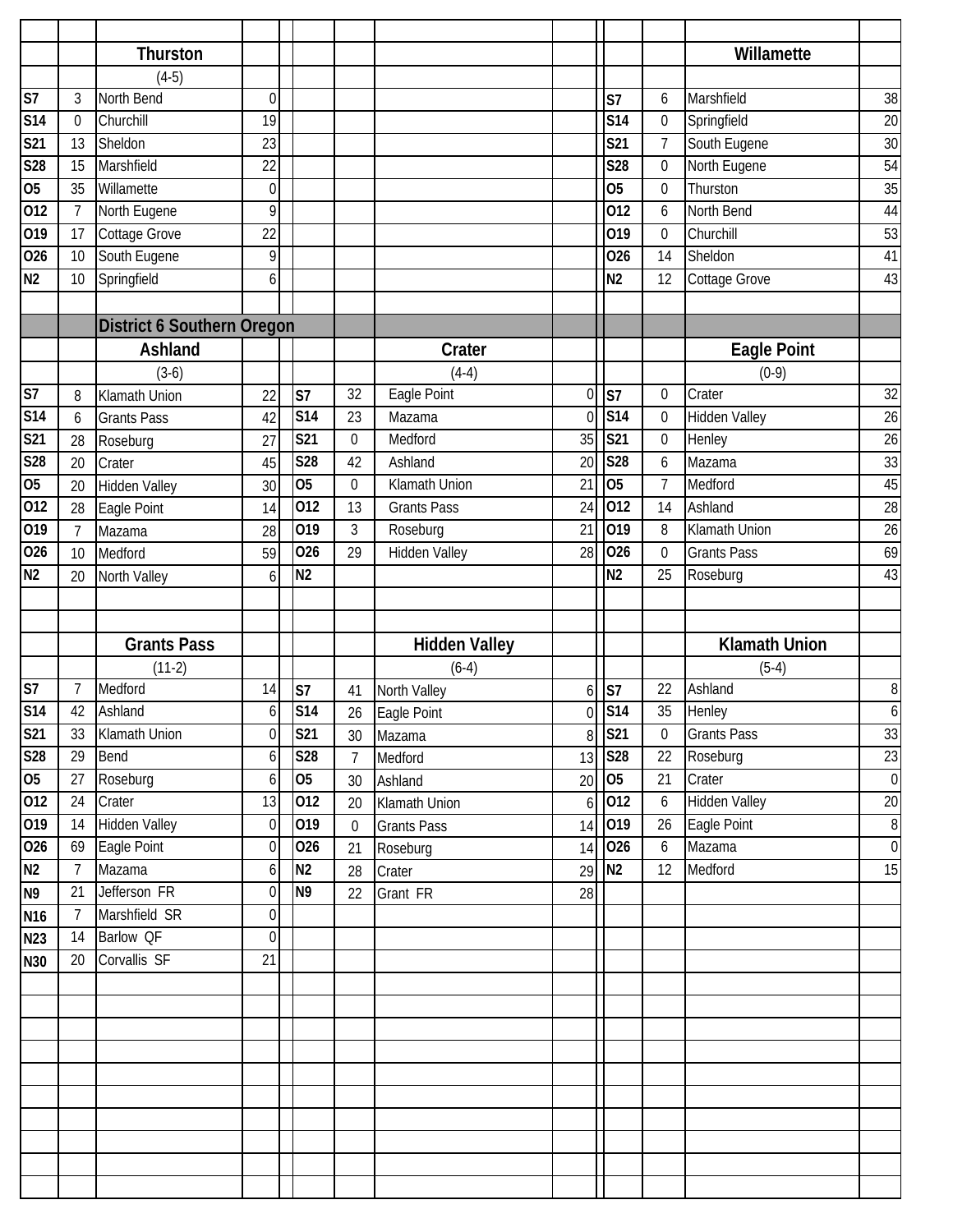| | | Thurston | | | | | | | | Willamette | |
|---|---|---|---|---|---|---|---|---|---|---|---|
| | | (4-5) | | | | | | | | | |
| S7 | 3 | North Bend | 0 | | | | | S7 | 6 | Marshfield | 38 |
| S14 | 0 | Churchill | 19 | | | | | S14 | 0 | Springfield | 20 |
| S21 | 13 | Sheldon | 23 | | | | | S21 | 7 | South Eugene | 30 |
| S28 | 15 | Marshfield | 22 | | | | | S28 | 0 | North Eugene | 54 |
| O5 | 35 | Willamette | 0 | | | | | O5 | 0 | Thurston | 35 |
| O12 | 7 | North Eugene | 9 | | | | | O12 | 6 | North Bend | 44 |
| O19 | 17 | Cottage Grove | 22 | | | | | O19 | 0 | Churchill | 53 |
| O26 | 10 | South Eugene | 9 | | | | | O26 | 14 | Sheldon | 41 |
| N2 | 10 | Springfield | 6 | | | | | N2 | 12 | Cottage Grove | 43 |

## District 6 Southern Oregon

| | | Ashland | | | | Crater | | | | Eagle Point | |
|---|---|---|---|---|---|---|---|---|---|---|---|
| | | (3-6) | | | | (4-4) | | | | (0-9) | |
| S7 | 8 | Klamath Union | 22 | S7 | 32 | Eagle Point | 0 | S7 | 0 | Crater | 32 |
| S14 | 6 | Grants Pass | 42 | S14 | 23 | Mazama | 0 | S14 | 0 | Hidden Valley | 26 |
| S21 | 28 | Roseburg | 27 | S21 | 0 | Medford | 35 | S21 | 0 | Henley | 26 |
| S28 | 20 | Crater | 45 | S28 | 42 | Ashland | 20 | S28 | 6 | Mazama | 33 |
| O5 | 20 | Hidden Valley | 30 | O5 | 0 | Klamath Union | 21 | O5 | 7 | Medford | 45 |
| O12 | 28 | Eagle Point | 14 | O12 | 13 | Grants Pass | 24 | O12 | 14 | Ashland | 28 |
| O19 | 7 | Mazama | 28 | O19 | 3 | Roseburg | 21 | O19 | 8 | Klamath Union | 26 |
| O26 | 10 | Medford | 59 | O26 | 29 | Hidden Valley | 28 | O26 | 0 | Grants Pass | 69 |
| N2 | 20 | North Valley | 6 | N2 | | | | N2 | 25 | Roseburg | 43 |

| | | Grants Pass | | | | Hidden Valley | | | | Klamath Union | |
|---|---|---|---|---|---|---|---|---|---|---|---|
| | | (11-2) | | | | (6-4) | | | | (5-4) | |
| S7 | 7 | Medford | 14 | S7 | 41 | North Valley | 6 | S7 | 22 | Ashland | 8 |
| S14 | 42 | Ashland | 6 | S14 | 26 | Eagle Point | 0 | S14 | 35 | Henley | 6 |
| S21 | 33 | Klamath Union | 0 | S21 | 30 | Mazama | 8 | S21 | 0 | Grants Pass | 33 |
| S28 | 29 | Bend | 6 | S28 | 7 | Medford | 13 | S28 | 22 | Roseburg | 23 |
| O5 | 27 | Roseburg | 6 | O5 | 30 | Ashland | 20 | O5 | 21 | Crater | 0 |
| O12 | 24 | Crater | 13 | O12 | 20 | Klamath Union | 6 | O12 | 6 | Hidden Valley | 20 |
| O19 | 14 | Hidden Valley | 0 | O19 | 0 | Grants Pass | 14 | O19 | 26 | Eagle Point | 8 |
| O26 | 69 | Eagle Point | 0 | O26 | 21 | Roseburg | 14 | O26 | 6 | Mazama | 0 |
| N2 | 7 | Mazama | 6 | N2 | 28 | Crater | 29 | N2 | 12 | Medford | 15 |
| N9 | 21 | Jefferson FR | 0 | N9 | 22 | Grant FR | 28 | | | | |
| N16 | 7 | Marshfield SR | 0 | | | | | | | | |
| N23 | 14 | Barlow QF | 0 | | | | | | | | |
| N30 | 20 | Corvallis SF | 21 | | | | | | | | |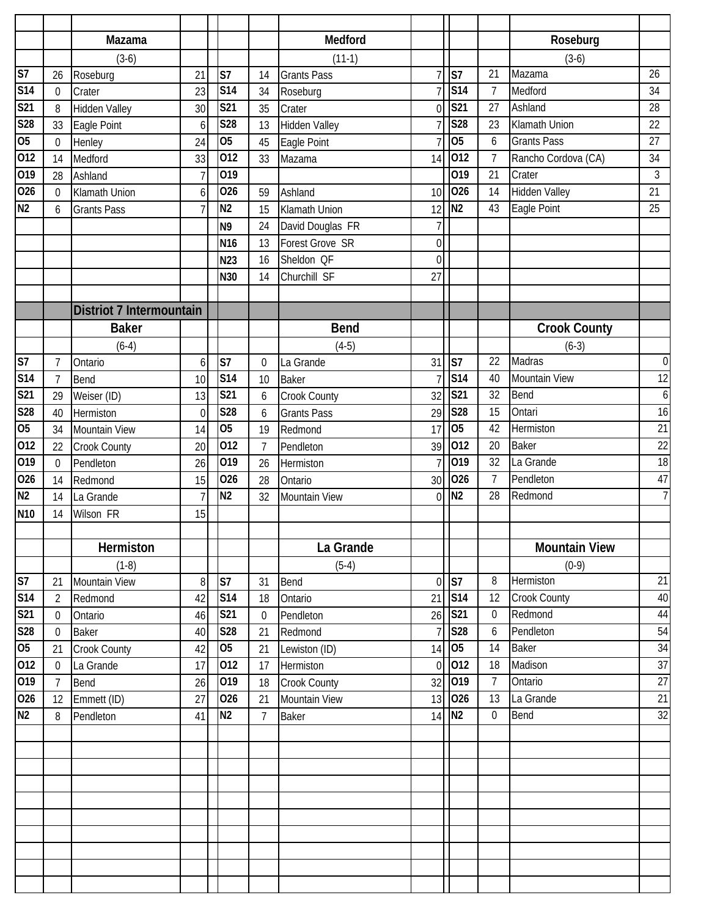| | | Mazama | | | | | Medford | | | | | Roseburg | |
|---|---|---|---|---|---|---|---|---|---|---|---|---|---|
| | | (3-6) | | | | | (11-1) | | | | | (3-6) | |
| S7 | 26 | Roseburg | 21 | | S7 | 14 | Grants Pass | 7 | | S7 | 21 | Mazama | 26 |
| S14 | 0 | Crater | 23 | | S14 | 34 | Roseburg | 7 | | S14 | 7 | Medford | 34 |
| S21 | 8 | Hidden Valley | 30 | | S21 | 35 | Crater | 0 | | S21 | 27 | Ashland | 28 |
| S28 | 33 | Eagle Point | 6 | | S28 | 13 | Hidden Valley | 7 | | S28 | 23 | Klamath Union | 22 |
| O5 | 0 | Henley | 24 | | O5 | 45 | Eagle Point | 7 | | O5 | 6 | Grants Pass | 27 |
| O12 | 14 | Medford | 33 | | O12 | 33 | Mazama | 14 | | O12 | 7 | Rancho Cordova (CA) | 34 |
| O19 | 28 | Ashland | 7 | | O19 | | | | | O19 | 21 | Crater | 3 |
| O26 | 0 | Klamath Union | 6 | | O26 | 59 | Ashland | 10 | | O26 | 14 | Hidden Valley | 21 |
| N2 | 6 | Grants Pass | 7 | | N2 | 15 | Klamath Union | 12 | | N2 | 43 | Eagle Point | 25 |
| | | | | | N9 | 24 | David Douglas FR | 7 | | | | | |
| | | | | | N16 | 13 | Forest Grove SR | 0 | | | | | |
| | | | | | N23 | 16 | Sheldon QF | 0 | | | | | |
| | | | | | N30 | 14 | Churchill SF | 27 | | | | | |

## Distriot 7 Intermountain

| | | Baker | | | | | Bend | | | | | Crook County | |
|---|---|---|---|---|---|---|---|---|---|---|---|---|---|
| | | (6-4) | | | | | (4-5) | | | | | (6-3) | |
| S7 | 7 | Ontario | 6 | | S7 | 0 | La Grande | 31 | | S7 | 22 | Madras | 0 |
| S14 | 7 | Bend | 10 | | S14 | 10 | Baker | 7 | | S14 | 40 | Mountain View | 12 |
| S21 | 29 | Weiser (ID) | 13 | | S21 | 6 | Crook County | 32 | | S21 | 32 | Bend | 6 |
| S28 | 40 | Hermiston | 0 | | S28 | 6 | Grants Pass | 29 | | S28 | 15 | Ontari | 16 |
| O5 | 34 | Mountain View | 14 | | O5 | 19 | Redmond | 17 | | O5 | 42 | Hermiston | 21 |
| O12 | 22 | Crook County | 20 | | O12 | 7 | Pendleton | 39 | | O12 | 20 | Baker | 22 |
| O19 | 0 | Pendleton | 26 | | O19 | 26 | Hermiston | 7 | | O19 | 32 | La Grande | 18 |
| O26 | 14 | Redmond | 15 | | O26 | 28 | Ontario | 30 | | O26 | 7 | Pendleton | 47 |
| N2 | 14 | La Grande | 7 | | N2 | 32 | Mountain View | 0 | | N2 | 28 | Redmond | 7 |
| N10 | 14 | Wilson FR | 15 | | | | | | | | | | |

| | | Hermiston | | | | | La Grande | | | | | Mountain View | |
|---|---|---|---|---|---|---|---|---|---|---|---|---|---|
| | | (1-8) | | | | | (5-4) | | | | | (0-9) | |
| S7 | 21 | Mountain View | 8 | | S7 | 31 | Bend | 0 | | S7 | 8 | Hermiston | 21 |
| S14 | 2 | Redmond | 42 | | S14 | 18 | Ontario | 21 | | S14 | 12 | Crook County | 40 |
| S21 | 0 | Ontario | 46 | | S21 | 0 | Pendleton | 26 | | S21 | 0 | Redmond | 44 |
| S28 | 0 | Baker | 40 | | S28 | 21 | Redmond | 7 | | S28 | 6 | Pendleton | 54 |
| O5 | 21 | Crook County | 42 | | O5 | 21 | Lewiston (ID) | 14 | | O5 | 14 | Baker | 34 |
| O12 | 0 | La Grande | 17 | | O12 | 17 | Hermiston | 0 | | O12 | 18 | Madison | 37 |
| O19 | 7 | Bend | 26 | | O19 | 18 | Crook County | 32 | | O19 | 7 | Ontario | 27 |
| O26 | 12 | Emmett (ID) | 27 | | O26 | 21 | Mountain View | 13 | | O26 | 13 | La Grande | 21 |
| N2 | 8 | Pendleton | 41 | | N2 | 7 | Baker | 14 | | N2 | 0 | Bend | 32 |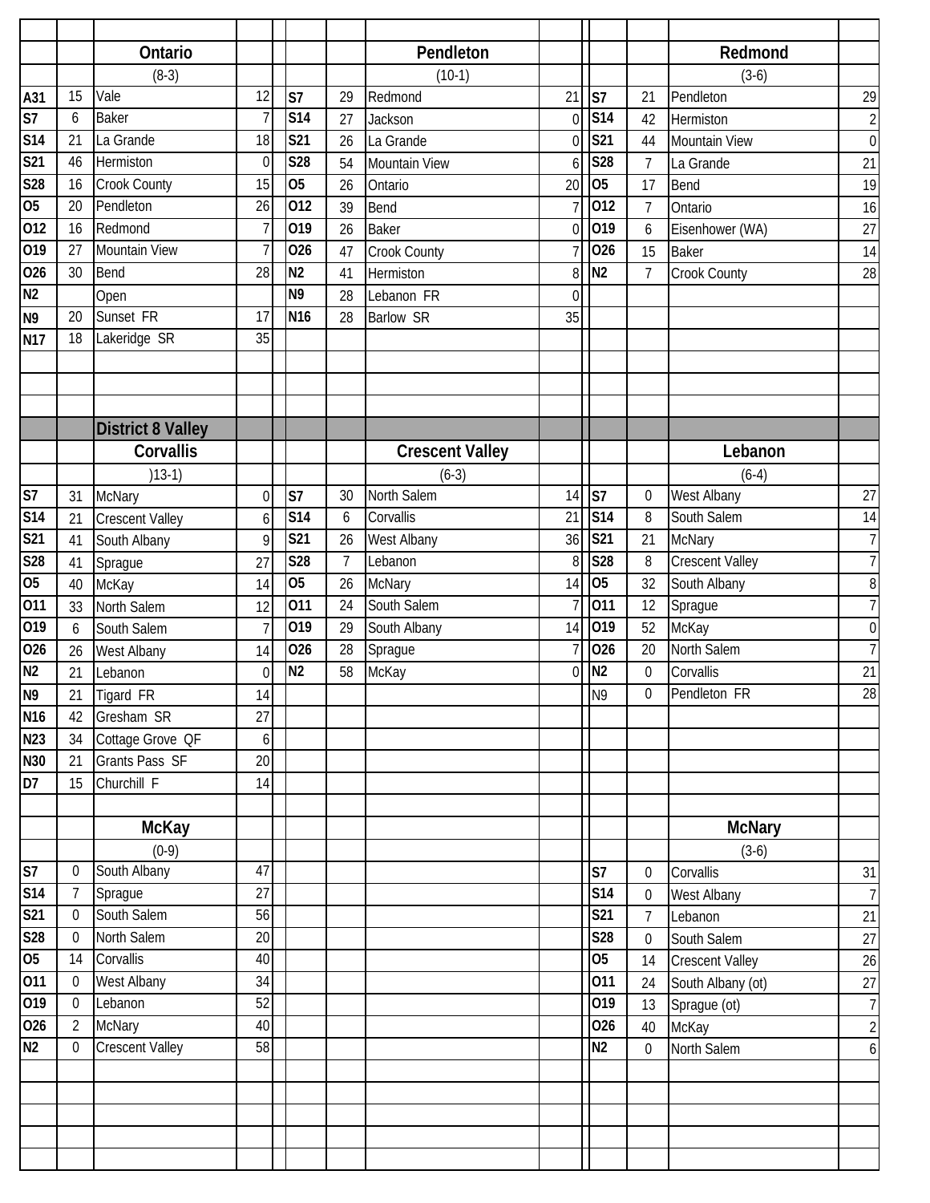| | | | | | | | | | | | |
|---|---|---|---|---|---|---|---|---|---|---|---|
| | | **Ontario** | | | | **Pendleton** | | | | **Redmond** | |
| | | (8-3) | | | | (10-1) | | | | (3-6) | |
| A31 | 15 | Vale | 12 | S7 | 29 | Redmond | 21 | S7 | 21 | Pendleton | 29 |
| S7 | 6 | Baker | 7 | S14 | 27 | Jackson | 0 | S14 | 42 | Hermiston | 2 |
| S14 | 21 | La Grande | 18 | S21 | 26 | La Grande | 0 | S21 | 44 | Mountain View | 0 |
| S21 | 46 | Hermiston | 0 | S28 | 54 | Mountain View | 6 | S28 | 7 | La Grande | 21 |
| S28 | 16 | Crook County | 15 | O5 | 26 | Ontario | 20 | O5 | 17 | Bend | 19 |
| O5 | 20 | Pendleton | 26 | O12 | 39 | Bend | 7 | O12 | 7 | Ontario | 16 |
| O12 | 16 | Redmond | 7 | O19 | 26 | Baker | 0 | O19 | 6 | Eisenhower (WA) | 27 |
| O19 | 27 | Mountain View | 7 | O26 | 47 | Crook County | 7 | O26 | 15 | Baker | 14 |
| O26 | 30 | Bend | 28 | N2 | 41 | Hermiston | 8 | N2 | 7 | Crook County | 28 |
| N2 | | Open | | N9 | 28 | Lebanon FR | 0 | | | | |
| N9 | 20 | Sunset FR | 17 | N16 | 28 | Barlow SR | 35 | | | | |
| N17 | 18 | Lakeridge SR | 35 | | | | | | | | |
| | | **District 8 Valley** | | | | | | | | | |
| | | **Corvallis** | | | | **Crescent Valley** | | | | **Lebanon** | |
| | | )13-1) | | | | (6-3) | | | | (6-4) | |
| S7 | 31 | McNary | 0 | S7 | 30 | North Salem | 14 | S7 | 0 | West Albany | 27 |
| S14 | 21 | Crescent Valley | 6 | S14 | 6 | Corvallis | 21 | S14 | 8 | South Salem | 14 |
| S21 | 41 | South Albany | 9 | S21 | 26 | West Albany | 36 | S21 | 21 | McNary | 7 |
| S28 | 41 | Sprague | 27 | S28 | 7 | Lebanon | 8 | S28 | 8 | Crescent Valley | 7 |
| O5 | 40 | McKay | 14 | O5 | 26 | McNary | 14 | O5 | 32 | South Albany | 8 |
| O11 | 33 | North Salem | 12 | O11 | 24 | South Salem | 7 | O11 | 12 | Sprague | 7 |
| O19 | 6 | South Salem | 7 | O19 | 29 | South Albany | 14 | O19 | 52 | McKay | 0 |
| O26 | 26 | West Albany | 14 | O26 | 28 | Sprague | 7 | O26 | 20 | North Salem | 7 |
| N2 | 21 | Lebanon | 0 | N2 | 58 | McKay | 0 | N2 | 0 | Corvallis | 21 |
| N9 | 21 | Tigard FR | 14 | | | | | N9 | 0 | Pendleton FR | 28 |
| N16 | 42 | Gresham SR | 27 | | | | | | | | |
| N23 | 34 | Cottage Grove QF | 6 | | | | | | | | |
| N30 | 21 | Grants Pass SF | 20 | | | | | | | | |
| D7 | 15 | Churchill F | 14 | | | | | | | | |
| | | **McKay** | | | | | | | | **McNary** | |
| | | (0-9) | | | | | | | | (3-6) | |
| S7 | 0 | South Albany | 47 | | | | | S7 | 0 | Corvallis | 31 |
| S14 | 7 | Sprague | 27 | | | | | S14 | 0 | West Albany | 7 |
| S21 | 0 | South Salem | 56 | | | | | S21 | 7 | Lebanon | 21 |
| S28 | 0 | North Salem | 20 | | | | | S28 | 0 | South Salem | 27 |
| O5 | 14 | Corvallis | 40 | | | | | O5 | 14 | Crescent Valley | 26 |
| O11 | 0 | West Albany | 34 | | | | | O11 | 24 | South Albany (ot) | 27 |
| O19 | 0 | Lebanon | 52 | | | | | O19 | 13 | Sprague (ot) | 7 |
| O26 | 2 | McNary | 40 | | | | | O26 | 40 | McKay | 2 |
| N2 | 0 | Crescent Valley | 58 | | | | | N2 | 0 | North Salem | 6 |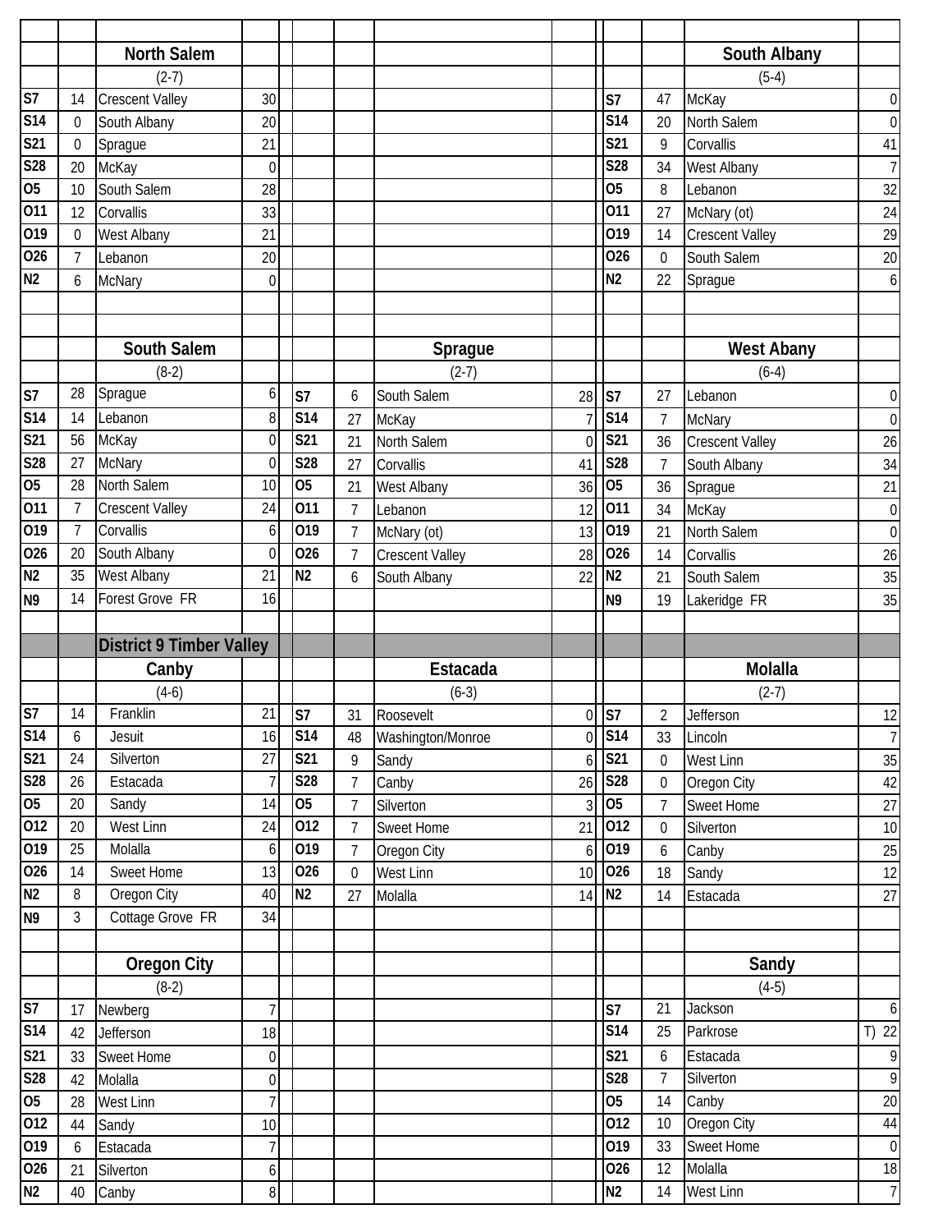| | | | | | | | | | | | |
|---|---|---|---|---|---|---|---|---|---|---|---|
| | | **North Salem** | | | | | | | | **South Albany** | |
| | | (2-7) | | | | | | | | (5-4) | |
| S7 | 14 | Crescent Valley | 30 | | | | | S7 | 47 | McKay | 0 |
| S14 | 0 | South Albany | 20 | | | | | S14 | 20 | North Salem | 0 |
| S21 | 0 | Sprague | 21 | | | | | S21 | 9 | Corvallis | 41 |
| S28 | 20 | McKay | 0 | | | | | S28 | 34 | West Albany | 7 |
| O5 | 10 | South Salem | 28 | | | | | O5 | 8 | Lebanon | 32 |
| O11 | 12 | Corvallis | 33 | | | | | O11 | 27 | McNary (ot) | 24 |
| O19 | 0 | West Albany | 21 | | | | | O19 | 14 | Crescent Valley | 29 |
| O26 | 7 | Lebanon | 20 | | | | | O26 | 0 | South Salem | 20 |
| N2 | 6 | McNary | 0 | | | | | N2 | 22 | Sprague | 6 |
| | | | | | | | | | | | |
| | | **South Salem** | | | | **Sprague** | | | | **West Abany** | |
| | | (8-2) | | | | (2-7) | | | | (6-4) | |
| S7 | 28 | Sprague | 6 | S7 | 6 | South Salem | 28 | S7 | 27 | Lebanon | 0 |
| S14 | 14 | Lebanon | 8 | S14 | 27 | McKay | 7 | S14 | 7 | McNary | 0 |
| S21 | 56 | McKay | 0 | S21 | 21 | North Salem | 0 | S21 | 36 | Crescent Valley | 26 |
| S28 | 27 | McNary | 0 | S28 | 27 | Corvallis | 41 | S28 | 7 | South Albany | 34 |
| O5 | 28 | North Salem | 10 | O5 | 21 | West Albany | 36 | O5 | 36 | Sprague | 21 |
| O11 | 7 | Crescent Valley | 24 | O11 | 7 | Lebanon | 12 | O11 | 34 | McKay | 0 |
| O19 | 7 | Corvallis | 6 | O19 | 7 | McNary (ot) | 13 | O19 | 21 | North Salem | 0 |
| O26 | 20 | South Albany | 0 | O26 | 7 | Crescent Valley | 28 | O26 | 14 | Corvallis | 26 |
| N2 | 35 | West Albany | 21 | N2 | 6 | South Albany | 22 | N2 | 21 | South Salem | 35 |
| N9 | 14 | Forest Grove FR | 16 | | | | | N9 | 19 | Lakeridge FR | 35 |
| | | | | | | | | | | | |
| | | **District 9 Timber Valley** | | | | | | | | | |
| | | **Canby** | | | | **Estacada** | | | | **Molalla** | |
| | | (4-6) | | | | (6-3) | | | | (2-7) | |
| S7 | 14 | Franklin | 21 | S7 | 31 | Roosevelt | 0 | S7 | 2 | Jefferson | 12 |
| S14 | 6 | Jesuit | 16 | S14 | 48 | Washington/Monroe | 0 | S14 | 33 | Lincoln | 7 |
| S21 | 24 | Silverton | 27 | S21 | 9 | Sandy | 6 | S21 | 0 | West Linn | 35 |
| S28 | 26 | Estacada | 7 | S28 | 7 | Canby | 26 | S28 | 0 | Oregon City | 42 |
| O5 | 20 | Sandy | 14 | O5 | 7 | Silverton | 3 | O5 | 7 | Sweet Home | 27 |
| O12 | 20 | West Linn | 24 | O12 | 7 | Sweet Home | 21 | O12 | 0 | Silverton | 10 |
| O19 | 25 | Molalla | 6 | O19 | 7 | Oregon City | 6 | O19 | 6 | Canby | 25 |
| O26 | 14 | Sweet Home | 13 | O26 | 0 | West Linn | 10 | O26 | 18 | Sandy | 12 |
| N2 | 8 | Oregon City | 40 | N2 | 27 | Molalla | 14 | N2 | 14 | Estacada | 27 |
| N9 | 3 | Cottage Grove FR | 34 | | | | | | | | |
| | | | | | | | | | | | |
| | | **Oregon City** | | | | | | | | **Sandy** | |
| | | (8-2) | | | | | | | | (4-5) | |
| S7 | 17 | Newberg | 7 | | | | | S7 | 21 | Jackson | 6 |
| S14 | 42 | Jefferson | 18 | | | | | S14 | 25 | Parkrose | T) 22 |
| S21 | 33 | Sweet Home | 0 | | | | | S21 | 6 | Estacada | 9 |
| S28 | 42 | Molalla | 0 | | | | | S28 | 7 | Silverton | 9 |
| O5 | 28 | West Linn | 7 | | | | | O5 | 14 | Canby | 20 |
| O12 | 44 | Sandy | 10 | | | | | O12 | 10 | Oregon City | 44 |
| O19 | 6 | Estacada | 7 | | | | | O19 | 33 | Sweet Home | 0 |
| O26 | 21 | Silverton | 6 | | | | | O26 | 12 | Molalla | 18 |
| N2 | 40 | Canby | 8 | | | | | N2 | 14 | West Linn | 7 |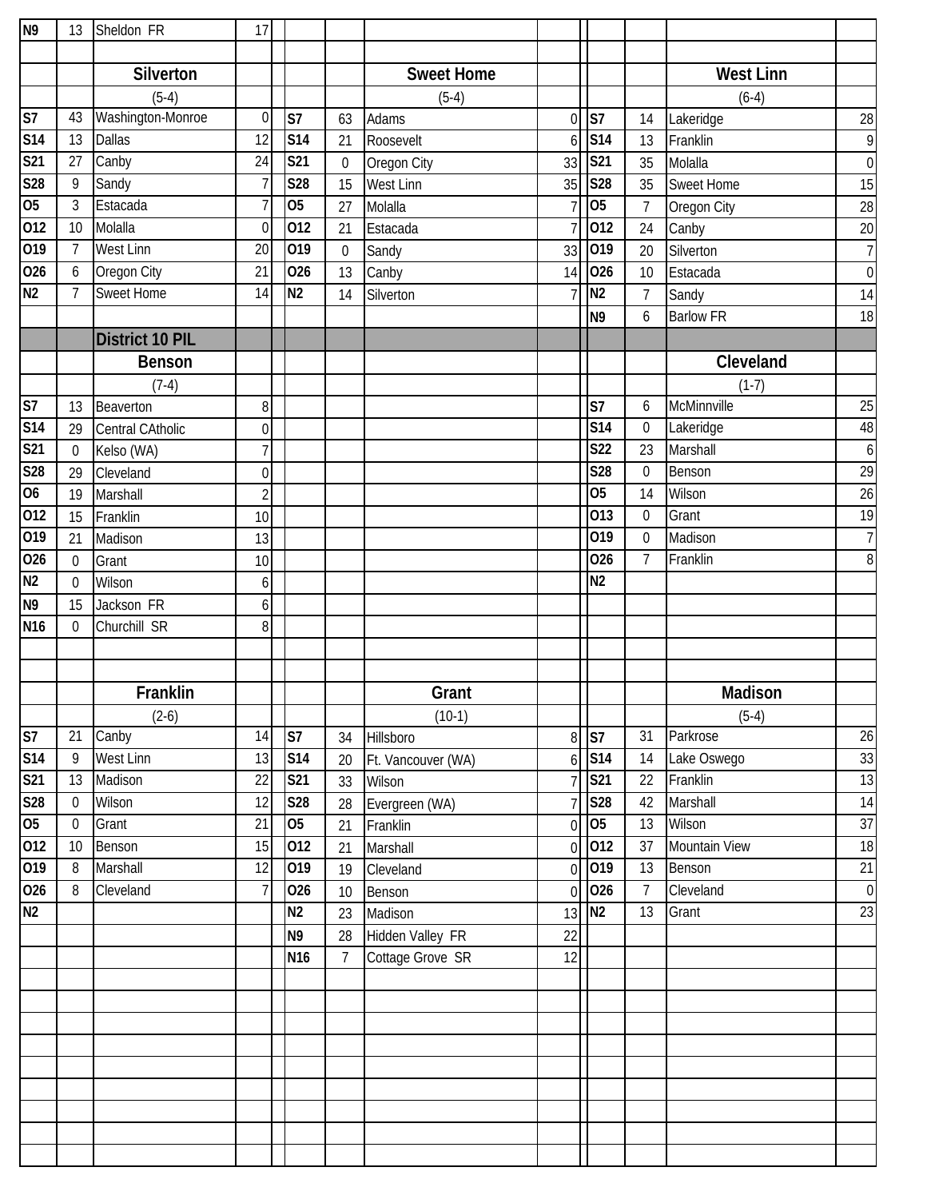| | | | | | | | | | | | |
|---|---|---|---|---|---|---|---|---|---|---|---|
| N9 | 13 | Sheldon FR | 17 | | | | | | | | |
| | | | | | | | | | | | |
| | | **Silverton** | | | | **Sweet Home** | | | | **West Linn** | |
| | | (5-4) | | | | (5-4) | | | | (6-4) | |
| S7 | 43 | Washington-Monroe | 0 | S7 | 63 | Adams | 0 | S7 | 14 | Lakeridge | 28 |
| S14 | 13 | Dallas | 12 | S14 | 21 | Roosevelt | 6 | S14 | 13 | Franklin | 9 |
| S21 | 27 | Canby | 24 | S21 | 0 | Oregon City | 33 | S21 | 35 | Molalla | 0 |
| S28 | 9 | Sandy | 7 | S28 | 15 | West Linn | 35 | S28 | 35 | Sweet Home | 15 |
| O5 | 3 | Estacada | 7 | O5 | 27 | Molalla | 7 | O5 | 7 | Oregon City | 28 |
| O12 | 10 | Molalla | 0 | O12 | 21 | Estacada | 7 | O12 | 24 | Canby | 20 |
| O19 | 7 | West Linn | 20 | O19 | 0 | Sandy | 33 | O19 | 20 | Silverton | 7 |
| O26 | 6 | Oregon City | 21 | O26 | 13 | Canby | 14 | O26 | 10 | Estacada | 0 |
| N2 | 7 | Sweet Home | 14 | N2 | 14 | Silverton | 7 | N2 | 7 | Sandy | 14 |
| | | | | | | | | N9 | 6 | Barlow FR | 18 |
| | | **District 10 PIL** | | | | | | | | | |
| | | **Benson** | | | | | | | | **Cleveland** | |
| | | (7-4) | | | | | | | | (1-7) | |
| S7 | 13 | Beaverton | 8 | | | | | S7 | 6 | McMinnville | 25 |
| S14 | 29 | Central CAtholic | 0 | | | | | S14 | 0 | Lakeridge | 48 |
| S21 | 0 | Kelso (WA) | 7 | | | | | S22 | 23 | Marshall | 6 |
| S28 | 29 | Cleveland | 0 | | | | | S28 | 0 | Benson | 29 |
| O6 | 19 | Marshall | 2 | | | | | O5 | 14 | Wilson | 26 |
| O12 | 15 | Franklin | 10 | | | | | O13 | 0 | Grant | 19 |
| O19 | 21 | Madison | 13 | | | | | O19 | 0 | Madison | 7 |
| O26 | 0 | Grant | 10 | | | | | O26 | 7 | Franklin | 8 |
| N2 | 0 | Wilson | 6 | | | | | N2 | | | |
| N9 | 15 | Jackson FR | 6 | | | | | | | | |
| N16 | 0 | Churchill SR | 8 | | | | | | | | |
| | | | | | | | | | | | |
| | | | | | | | | | | | |
| | | **Franklin** | | | | **Grant** | | | | **Madison** | |
| | | (2-6) | | | | (10-1) | | | | (5-4) | |
| S7 | 21 | Canby | 14 | S7 | 34 | Hillsboro | 8 | S7 | 31 | Parkrose | 26 |
| S14 | 9 | West Linn | 13 | S14 | 20 | Ft. Vancouver (WA) | 6 | S14 | 14 | Lake Oswego | 33 |
| S21 | 13 | Madison | 22 | S21 | 33 | Wilson | 7 | S21 | 22 | Franklin | 13 |
| S28 | 0 | Wilson | 12 | S28 | 28 | Evergreen (WA) | 7 | S28 | 42 | Marshall | 14 |
| O5 | 0 | Grant | 21 | O5 | 21 | Franklin | 0 | O5 | 13 | Wilson | 37 |
| O12 | 10 | Benson | 15 | O12 | 21 | Marshall | 0 | O12 | 37 | Mountain View | 18 |
| O19 | 8 | Marshall | 12 | O19 | 19 | Cleveland | 0 | O19 | 13 | Benson | 21 |
| O26 | 8 | Cleveland | 7 | O26 | 10 | Benson | 0 | O26 | 7 | Cleveland | 0 |
| N2 | | | | N2 | 23 | Madison | 13 | N2 | 13 | Grant | 23 |
| | | | | N9 | 28 | Hidden Valley FR | 22 | | | | |
| | | | | N16 | 7 | Cottage Grove SR | 12 | | | | |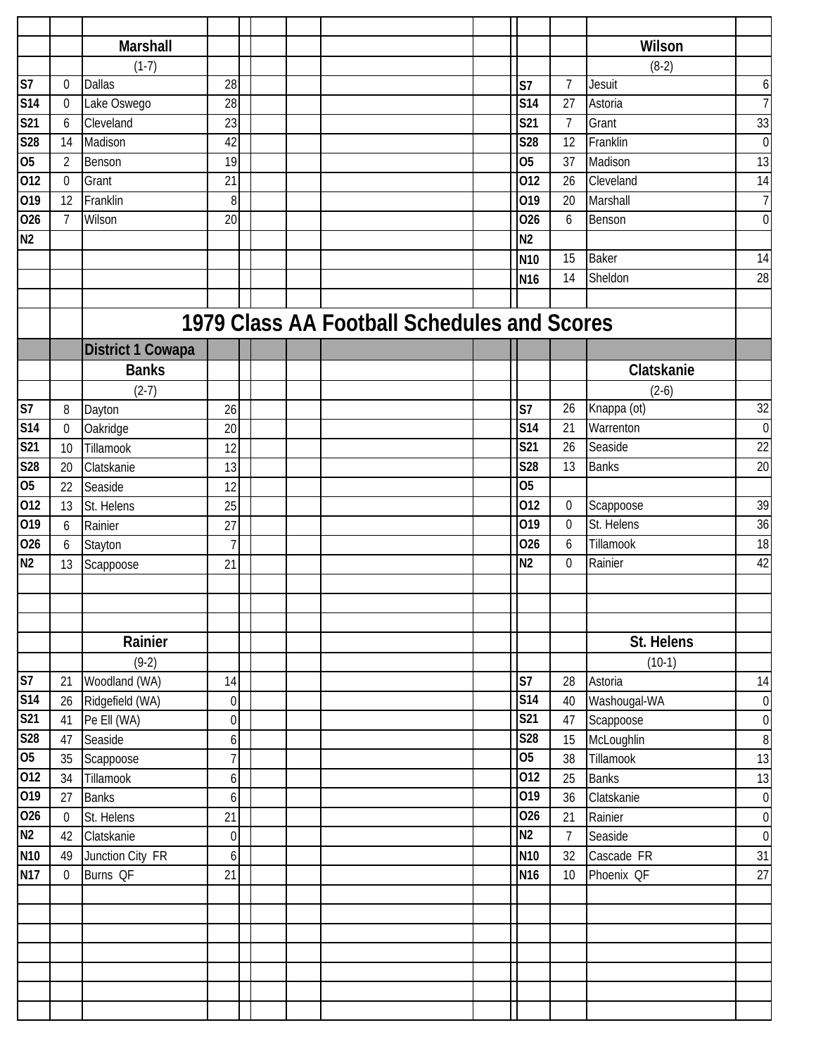| | | | | | | | |
|---|---|---|---|---|---|---|---|
| | | **Marshall** | | | | **Wilson** | |
| | | (1-7) | | | | (8-2) | |
| **S7** | 0 | Dallas | 28 | **S7** | 7 | Jesuit | 6 |
| **S14** | 0 | Lake Oswego | 28 | **S14** | 27 | Astoria | 7 |
| **S21** | 6 | Cleveland | 23 | **S21** | 7 | Grant | 33 |
| **S28** | 14 | Madison | 42 | **S28** | 12 | Franklin | 0 |
| **O5** | 2 | Benson | 19 | **O5** | 37 | Madison | 13 |
| **O12** | 0 | Grant | 21 | **O12** | 26 | Cleveland | 14 |
| **O19** | 12 | Franklin | 8 | **O19** | 20 | Marshall | 7 |
| **O26** | 7 | Wilson | 20 | **O26** | 6 | Benson | 0 |
| **N2** | | | | **N2** | | | |
| | | | | **N10** | 15 | Baker | 14 |
| | | | | **N16** | 14 | Sheldon | 28 |

# 1979 Class AA Football Schedules and Scores

## District 1 Cowapa

| | | | | | | | |
|---|---|---|---|---|---|---|---|
| | | **Banks** | | | | **Clatskanie** | |
| | | (2-7) | | | | (2-6) | |
| **S7** | 8 | Dayton | 26 | **S7** | 26 | Knappa (ot) | 32 |
| **S14** | 0 | Oakridge | 20 | **S14** | 21 | Warrenton | 0 |
| **S21** | 10 | Tillamook | 12 | **S21** | 26 | Seaside | 22 |
| **S28** | 20 | Clatskanie | 13 | **S28** | 13 | Banks | 20 |
| **O5** | 22 | Seaside | 12 | **O5** | | | |
| **O12** | 13 | St. Helens | 25 | **O12** | 0 | Scappoose | 39 |
| **O19** | 6 | Rainier | 27 | **O19** | 0 | St. Helens | 36 |
| **O26** | 6 | Stayton | 7 | **O26** | 6 | Tillamook | 18 |
| **N2** | 13 | Scappoose | 21 | **N2** | 0 | Rainier | 42 |

| | | | | | | | |
|---|---|---|---|---|---|---|---|
| | | **Rainier** | | | | **St. Helens** | |
| | | (9-2) | | | | (10-1) | |
| **S7** | 21 | Woodland (WA) | 14 | **S7** | 28 | Astoria | 14 |
| **S14** | 26 | Ridgefield (WA) | 0 | **S14** | 40 | Washougal-WA | 0 |
| **S21** | 41 | Pe Ell (WA) | 0 | **S21** | 47 | Scappoose | 0 |
| **S28** | 47 | Seaside | 6 | **S28** | 15 | McLoughlin | 8 |
| **O5** | 35 | Scappoose | 7 | **O5** | 38 | Tillamook | 13 |
| **O12** | 34 | Tillamook | 6 | **O12** | 25 | Banks | 13 |
| **O19** | 27 | Banks | 6 | **O19** | 36 | Clatskanie | 0 |
| **O26** | 0 | St. Helens | 21 | **O26** | 21 | Rainier | 0 |
| **N2** | 42 | Clatskanie | 0 | **N2** | 7 | Seaside | 0 |
| **N10** | 49 | Junction City FR | 6 | **N10** | 32 | Cascade FR | 31 |
| **N17** | 0 | Burns QF | 21 | **N16** | 10 | Phoenix QF | 27 |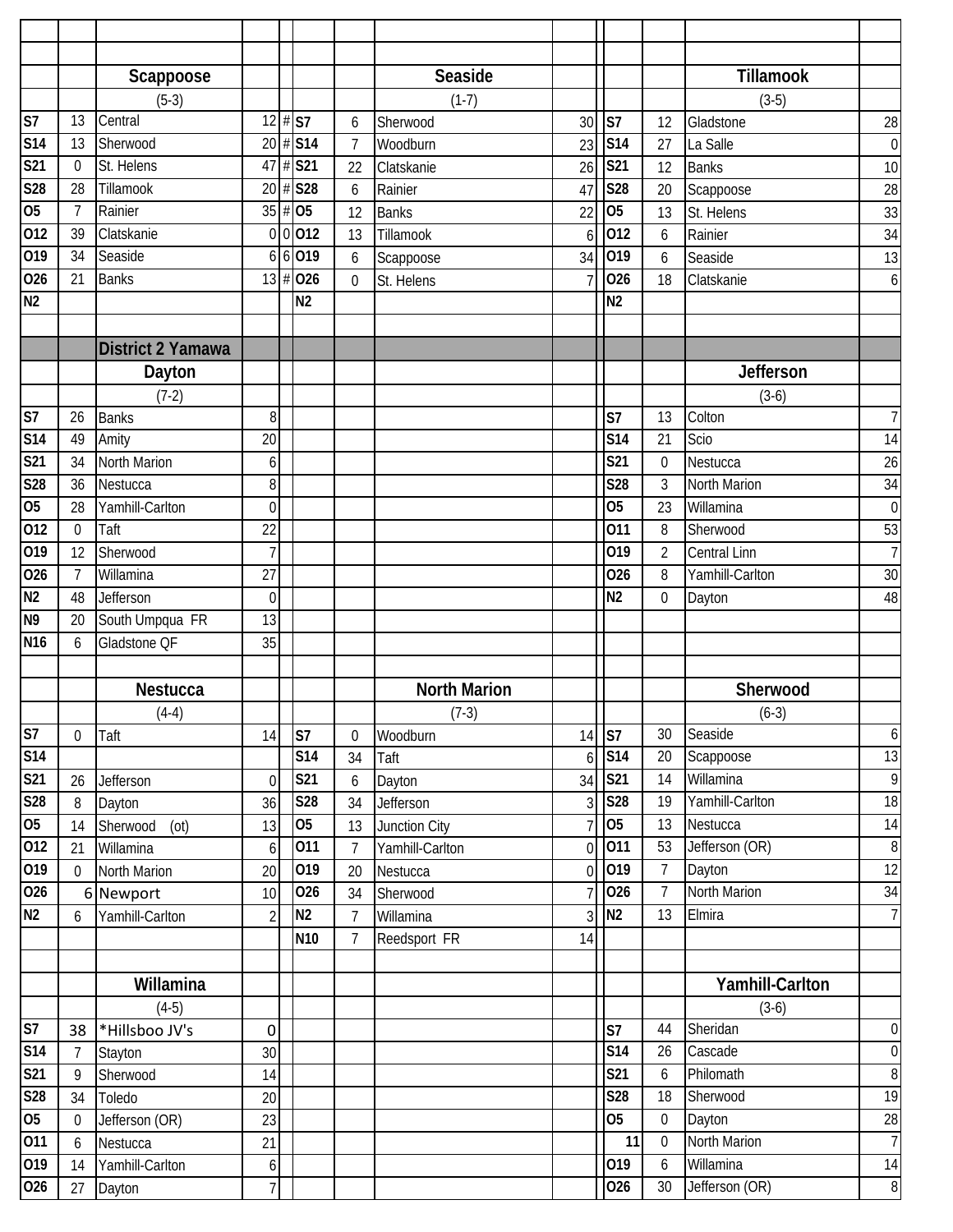| | | | | | | | | | | | | |
|---|---|---|---|---|---|---|---|---|---|---|---|---|
| | | **Scappoose** | | | | | **Seaside** | | | | **Tillamook** | |
| | | (5-3) | | | | | (1-7) | | | | (3-5) | |
| S7 | 13 | Central | 12 | # | S7 | 6 | Sherwood | 30 | S7 | 12 | Gladstone | 28 |
| S14 | 13 | Sherwood | 20 | # | S14 | 7 | Woodburn | 23 | S14 | 27 | La Salle | 0 |
| S21 | 0 | St. Helens | 47 | # | S21 | 22 | Clatskanie | 26 | S21 | 12 | Banks | 10 |
| S28 | 28 | Tillamook | 20 | # | S28 | 6 | Rainier | 47 | S28 | 20 | Scappoose | 28 |
| O5 | 7 | Rainier | 35 | # | O5 | 12 | Banks | 22 | O5 | 13 | St. Helens | 33 |
| O12 | 39 | Clatskanie | 0 | 0 | O12 | 13 | Tillamook | 6 | O12 | 6 | Rainier | 34 |
| O19 | 34 | Seaside | 6 | 6 | O19 | 6 | Scappoose | 34 | O19 | 6 | Seaside | 13 |
| O26 | 21 | Banks | 13 | # | O26 | 0 | St. Helens | 7 | O26 | 18 | Clatskanie | 6 |
| N2 | | | | | N2 | | | | N2 | | | |

**District 2 Yamawa**

| | | | | | | | | |
|---|---|---|---|---|---|---|---|---|
| | | **Dayton** | | | | | **Jefferson** | |
| | | (7-2) | | | | | (3-6) | |
| S7 | 26 | Banks | 8 | | S7 | 13 | Colton | 7 |
| S14 | 49 | Amity | 20 | | S14 | 21 | Scio | 14 |
| S21 | 34 | North Marion | 6 | | S21 | 0 | Nestucca | 26 |
| S28 | 36 | Nestucca | 8 | | S28 | 3 | North Marion | 34 |
| O5 | 28 | Yamhill-Carlton | 0 | | O5 | 23 | Willamina | 0 |
| O12 | 0 | Taft | 22 | | O11 | 8 | Sherwood | 53 |
| O19 | 12 | Sherwood | 7 | | O19 | 2 | Central Linn | 7 |
| O26 | 7 | Willamina | 27 | | O26 | 8 | Yamhill-Carlton | 30 |
| N2 | 48 | Jefferson | 0 | | N2 | 0 | Dayton | 48 |
| N9 | 20 | South Umpqua FR | 13 | | | | | |
| N16 | 6 | Gladstone QF | 35 | | | | | |

| | | | | | | | | | | | |
|---|---|---|---|---|---|---|---|---|---|---|---|
| | | **Nestucca** | | | | **North Marion** | | | | **Sherwood** | |
| | | (4-4) | | | | (7-3) | | | | (6-3) | |
| S7 | 0 | Taft | 14 | S7 | 0 | Woodburn | 14 | S7 | 30 | Seaside | 6 |
| S14 | | | | S14 | 34 | Taft | 6 | S14 | 20 | Scappoose | 13 |
| S21 | 26 | Jefferson | 0 | S21 | 6 | Dayton | 34 | S21 | 14 | Willamina | 9 |
| S28 | 8 | Dayton | 36 | S28 | 34 | Jefferson | 3 | S28 | 19 | Yamhill-Carlton | 18 |
| O5 | 14 | Sherwood (ot) | 13 | O5 | 13 | Junction City | 7 | O5 | 13 | Nestucca | 14 |
| O12 | 21 | Willamina | 6 | O11 | 7 | Yamhill-Carlton | 0 | O11 | 53 | Jefferson (OR) | 8 |
| O19 | 0 | North Marion | 20 | O19 | 20 | Nestucca | 0 | O19 | 7 | Dayton | 12 |
| O26 | 6 | Newport | 10 | O26 | 34 | Sherwood | 7 | O26 | 7 | North Marion | 34 |
| N2 | 6 | Yamhill-Carlton | 2 | N2 | 7 | Willamina | 3 | N2 | 13 | Elmira | 7 |
| | | | | N10 | 7 | Reedsport FR | 14 | | | | |

| | | | | | | | | |
|---|---|---|---|---|---|---|---|---|
| | | **Willamina** | | | | | **Yamhill-Carlton** | |
| | | (4-5) | | | | | (3-6) | |
| S7 | 38 | *Hillsboo JV's | 0 | | S7 | 44 | Sheridan | 0 |
| S14 | 7 | Stayton | 30 | | S14 | 26 | Cascade | 0 |
| S21 | 9 | Sherwood | 14 | | S21 | 6 | Philomath | 8 |
| S28 | 34 | Toledo | 20 | | S28 | 18 | Sherwood | 19 |
| O5 | 0 | Jefferson (OR) | 23 | | O5 | 0 | Dayton | 28 |
| O11 | 6 | Nestucca | 21 | | 11 | 0 | North Marion | 7 |
| O19 | 14 | Yamhill-Carlton | 6 | | O19 | 6 | Willamina | 14 |
| O26 | 27 | Dayton | 7 | | O26 | 30 | Jefferson (OR) | 8 |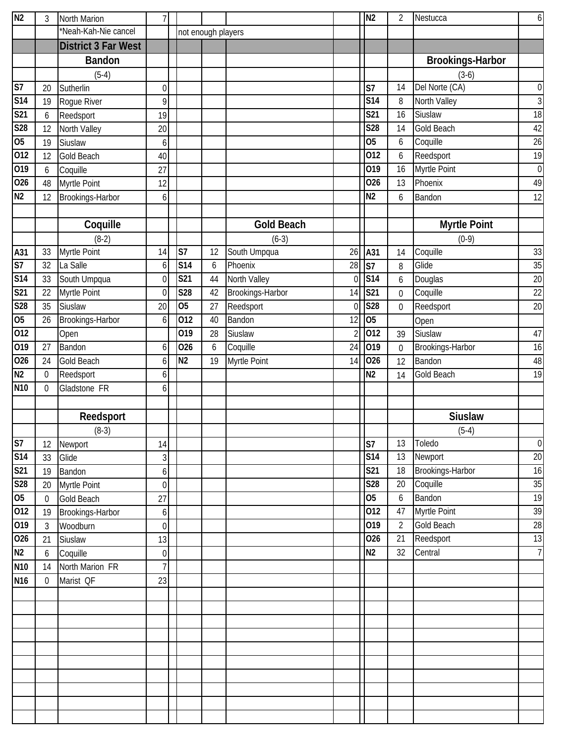| | | | | | | | | | | | | |
|---|---|---|---|---|---|---|---|---|---|---|---|---|
| N2 | 3 | North Marion | 7 | | | | | N2 | 2 | Nestucca | 6 |
| | | *Neah-Kah-Nie cancel | | not enough players | | | | | | | |
| | | **District 3 Far West** | | | | | | | | | |
| | | **Bandon** | | | | | | | | **Brookings-Harbor** | |
| | | (5-4) | | | | | | | | (3-6) | |
| S7 | 20 | Sutherlin | 0 | | | | | S7 | 14 | Del Norte (CA) | 0 |
| S14 | 19 | Rogue River | 9 | | | | | S14 | 8 | North Valley | 3 |
| S21 | 6 | Reedsport | 19 | | | | | S21 | 16 | Siuslaw | 18 |
| S28 | 12 | North Valley | 20 | | | | | S28 | 14 | Gold Beach | 42 |
| O5 | 19 | Siuslaw | 6 | | | | | O5 | 6 | Coquille | 26 |
| O12 | 12 | Gold Beach | 40 | | | | | O12 | 6 | Reedsport | 19 |
| O19 | 6 | Coquille | 27 | | | | | O19 | 16 | Myrtle Point | 0 |
| O26 | 48 | Myrtle Point | 12 | | | | | O26 | 13 | Phoenix | 49 |
| N2 | 12 | Brookings-Harbor | 6 | | | | | N2 | 6 | Bandon | 12 |
| | | | | | | | | | | | |
| | | **Coquille** | | | | **Gold Beach** | | | | **Myrtle Point** | |
| | | (8-2) | | | | (6-3) | | | | (0-9) | |
| A31 | 33 | Myrtle Point | 14 | | | | | A31 | 14 | Coquille | 33 |
| S7 | 32 | La Salle | 6 | S7 | 12 | South Umpqua | 26 | S7 | 8 | Glide | 35 |
| S14 | 33 | South Umpqua | 0 | S14 | 6 | Phoenix | 28 | S14 | 6 | Douglas | 20 |
| S21 | 22 | Myrtle Point | 0 | S21 | 44 | North Valley | 0 | S21 | 0 | Coquille | 22 |
| S28 | 35 | Siuslaw | 20 | S28 | 42 | Brookings-Harbor | 14 | S28 | 0 | Reedsport | 20 |
| O5 | 26 | Brookings-Harbor | 6 | O5 | 27 | Reedsport | 0 | O5 | | Open | |
| O12 | | Open | | O12 | 40 | Bandon | 12 | O12 | 39 | Siuslaw | 47 |
| O19 | 27 | Bandon | 6 | O19 | 28 | Siuslaw | 2 | O19 | 0 | Brookings-Harbor | 16 |
| O26 | 24 | Gold Beach | 6 | O26 | 6 | Coquille | 24 | O26 | 12 | Bandon | 48 |
| N2 | 0 | Reedsport | 6 | N2 | 19 | Myrtle Point | 14 | N2 | 14 | Gold Beach | 19 |
| N10 | 0 | Gladstone FR | 6 | | | | | | | | |
| | | | | | | | | | | | |
| | | **Reedsport** | | | | | | | | **Siuslaw** | |
| | | (8-3) | | | | | | | | (5-4) | |
| S7 | 12 | Newport | 14 | | | | | S7 | 13 | Toledo | 0 |
| S14 | 33 | Glide | 3 | | | | | S14 | 13 | Newport | 20 |
| S21 | 19 | Bandon | 6 | | | | | S21 | 18 | Brookings-Harbor | 16 |
| S28 | 20 | Myrtle Point | 0 | | | | | S28 | 20 | Coquille | 35 |
| O5 | 0 | Gold Beach | 27 | | | | | O5 | 6 | Bandon | 19 |
| O12 | 19 | Brookings-Harbor | 6 | | | | | O12 | 47 | Myrtle Point | 39 |
| O19 | 3 | Woodburn | 0 | | | | | O19 | 2 | Gold Beach | 28 |
| O26 | 21 | Siuslaw | 13 | | | | | O26 | 21 | Reedsport | 13 |
| N2 | 6 | Coquille | 0 | | | | | N2 | 32 | Central | 7 |
| N10 | 14 | North Marion FR | 7 | | | | | | | | |
| N16 | 0 | Marist QF | 23 | | | | | | | | |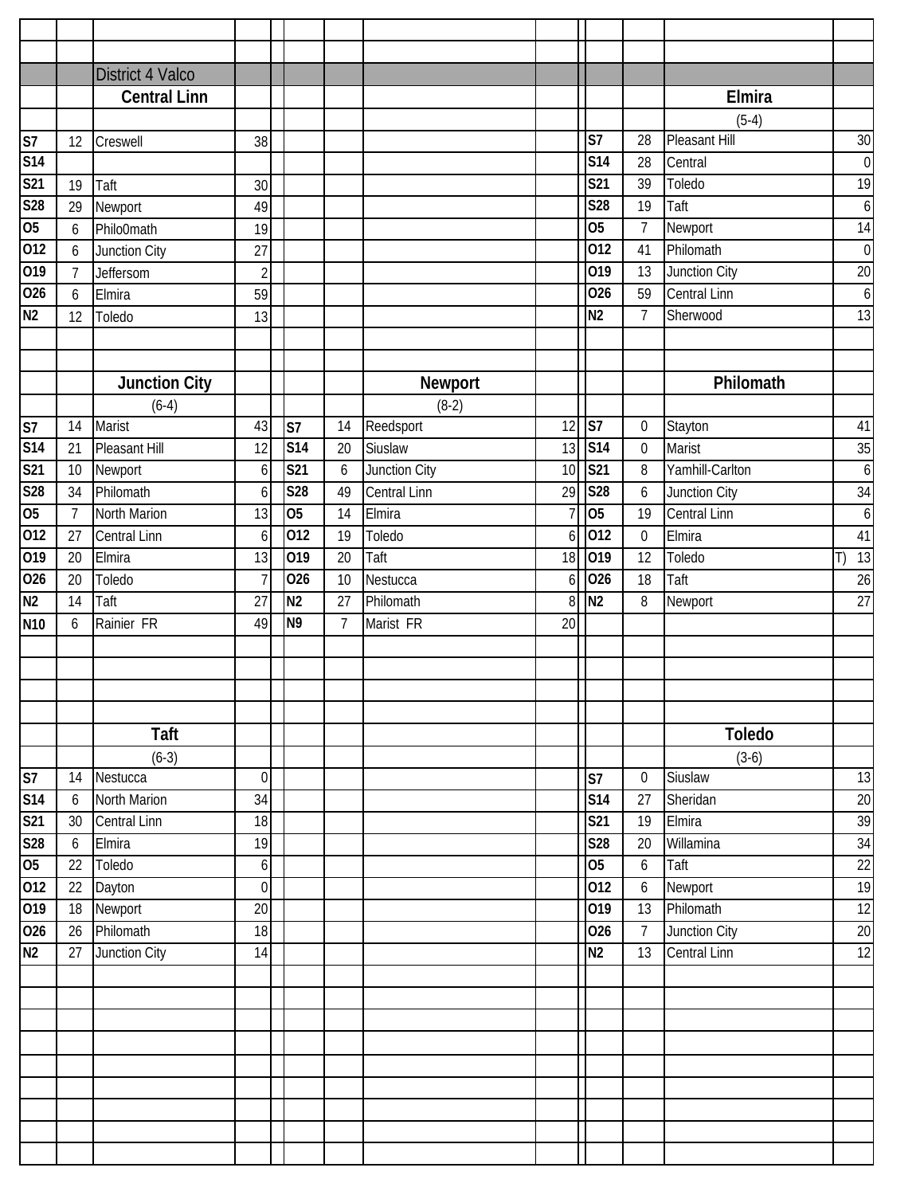District 4 Valco

### Central Linn

| | | | |
|---|---|---|---|
| S7 | 12 | Creswell | 38 |
| S14 | | | |
| S21 | 19 | Taft | 30 |
| S28 | 29 | Newport | 49 |
| O5 | 6 | Philo0math | 19 |
| O12 | 6 | Junction City | 27 |
| O19 | 7 | Jeffersom | 2 |
| O26 | 6 | Elmira | 59 |
| N2 | 12 | Toledo | 13 |

### Elmira

(5-4)

| | | | |
|---|---|---|---|
| S7 | 28 | Pleasant Hill | 30 |
| S14 | 28 | Central | 0 |
| S21 | 39 | Toledo | 19 |
| S28 | 19 | Taft | 6 |
| O5 | 7 | Newport | 14 |
| O12 | 41 | Philomath | 0 |
| O19 | 13 | Junction City | 20 |
| O26 | 59 | Central Linn | 6 |
| N2 | 7 | Sherwood | 13 |

### Junction City

(6-4)

| | | | |
|---|---|---|---|
| S7 | 14 | Marist | 43 |
| S14 | 21 | Pleasant Hill | 12 |
| S21 | 10 | Newport | 6 |
| S28 | 34 | Philomath | 6 |
| O5 | 7 | North Marion | 13 |
| O12 | 27 | Central Linn | 6 |
| O19 | 20 | Elmira | 13 |
| O26 | 20 | Toledo | 7 |
| N2 | 14 | Taft | 27 |
| N10 | 6 | Rainier FR | 49 |

### Newport

(8-2)

| | | | |
|---|---|---|---|
| S7 | 14 | Reedsport | 12 |
| S14 | 20 | Siuslaw | 13 |
| S21 | 6 | Junction City | 10 |
| S28 | 49 | Central Linn | 29 |
| O5 | 14 | Elmira | 7 |
| O12 | 19 | Toledo | 6 |
| O19 | 20 | Taft | 18 |
| O26 | 10 | Nestucca | 6 |
| N2 | 27 | Philomath | 8 |
| N9 | 7 | Marist FR | 20 |

### Philomath

| | | | |
|---|---|---|---|
| S7 | 0 | Stayton | 41 |
| S14 | 0 | Marist | 35 |
| S21 | 8 | Yamhill-Carlton | 6 |
| S28 | 6 | Junction City | 34 |
| O5 | 19 | Central Linn | 6 |
| O12 | 0 | Elmira | 41 |
| O19 | 12 | Toledo | T) 13 |
| O26 | 18 | Taft | 26 |
| N2 | 8 | Newport | 27 |

### Taft

(6-3)

| | | | |
|---|---|---|---|
| S7 | 14 | Nestucca | 0 |
| S14 | 6 | North Marion | 34 |
| S21 | 30 | Central Linn | 18 |
| S28 | 6 | Elmira | 19 |
| O5 | 22 | Toledo | 6 |
| O12 | 22 | Dayton | 0 |
| O19 | 18 | Newport | 20 |
| O26 | 26 | Philomath | 18 |
| N2 | 27 | Junction City | 14 |

### Toledo

(3-6)

| | | | |
|---|---|---|---|
| S7 | 0 | Siuslaw | 13 |
| S14 | 27 | Sheridan | 20 |
| S21 | 19 | Elmira | 39 |
| S28 | 20 | Willamina | 34 |
| O5 | 6 | Taft | 22 |
| O12 | 6 | Newport | 19 |
| O19 | 13 | Philomath | 12 |
| O26 | 7 | Junction City | 20 |
| N2 | 13 | Central Linn | 12 |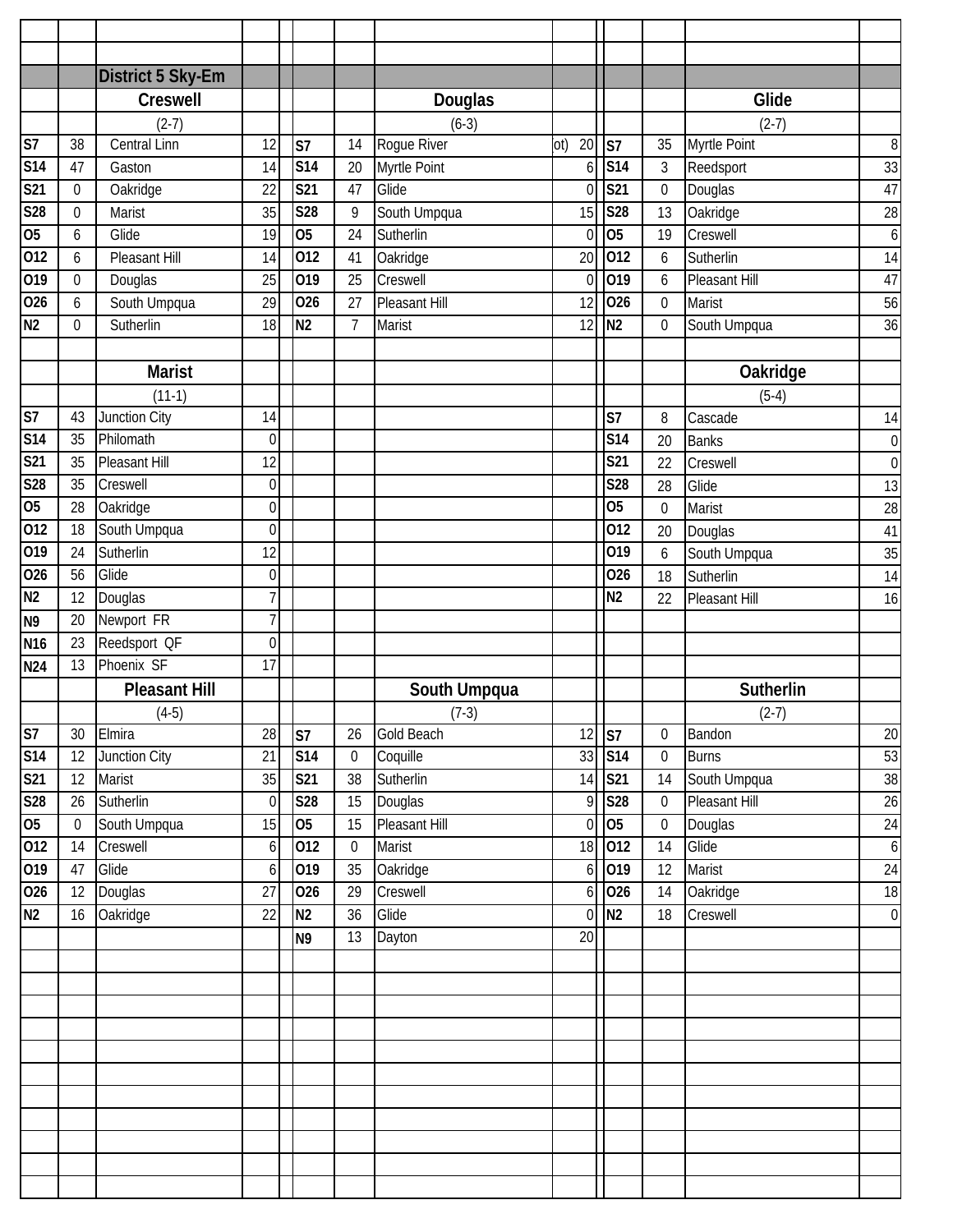## District 5 Sky-Em

### Creswell
(2-7)

| | | | |
|---|---|---|---|
| S7 | 38 | Central Linn | 12 |
| S14 | 47 | Gaston | 14 |
| S21 | 0 | Oakridge | 22 |
| S28 | 0 | Marist | 35 |
| O5 | 6 | Glide | 19 |
| O12 | 6 | Pleasant Hill | 14 |
| O19 | 0 | Douglas | 25 |
| O26 | 6 | South Umpqua | 29 |
| N2 | 0 | Sutherlin | 18 |

### Douglas
(6-3)

| | | | |
|---|---|---|---|
| S7 | 14 | Rogue River | (ot) 20 |
| S14 | 20 | Myrtle Point | 6 |
| S21 | 47 | Glide | 0 |
| S28 | 9 | South Umpqua | 15 |
| O5 | 24 | Sutherlin | 0 |
| O12 | 41 | Oakridge | 20 |
| O19 | 25 | Creswell | 0 |
| O26 | 27 | Pleasant Hill | 12 |
| N2 | 7 | Marist | 12 |

### Glide
(2-7)

| | | | |
|---|---|---|---|
| S7 | 35 | Myrtle Point | 8 |
| S14 | 3 | Reedsport | 33 |
| S21 | 0 | Douglas | 47 |
| S28 | 13 | Oakridge | 28 |
| O5 | 19 | Creswell | 6 |
| O12 | 6 | Sutherlin | 14 |
| O19 | 6 | Pleasant Hill | 47 |
| O26 | 0 | Marist | 56 |
| N2 | 0 | South Umpqua | 36 |

### Marist
(11-1)

| | | | |
|---|---|---|---|
| S7 | 43 | Junction City | 14 |
| S14 | 35 | Philomath | 0 |
| S21 | 35 | Pleasant Hill | 12 |
| S28 | 35 | Creswell | 0 |
| O5 | 28 | Oakridge | 0 |
| O12 | 18 | South Umpqua | 0 |
| O19 | 24 | Sutherlin | 12 |
| O26 | 56 | Glide | 0 |
| N2 | 12 | Douglas | 7 |
| N9 | 20 | Newport FR | 7 |
| N16 | 23 | Reedsport QF | 0 |
| N24 | 13 | Phoenix SF | 17 |

### Oakridge
(5-4)

| | | | |
|---|---|---|---|
| S7 | 8 | Cascade | 14 |
| S14 | 20 | Banks | 0 |
| S21 | 22 | Creswell | 0 |
| S28 | 28 | Glide | 13 |
| O5 | 0 | Marist | 28 |
| O12 | 20 | Douglas | 41 |
| O19 | 6 | South Umpqua | 35 |
| O26 | 18 | Sutherlin | 14 |
| N2 | 22 | Pleasant Hill | 16 |

### Pleasant Hill
(4-5)

| | | | |
|---|---|---|---|
| S7 | 30 | Elmira | 28 |
| S14 | 12 | Junction City | 21 |
| S21 | 12 | Marist | 35 |
| S28 | 26 | Sutherlin | 0 |
| O5 | 0 | South Umpqua | 15 |
| O12 | 14 | Creswell | 6 |
| O19 | 47 | Glide | 6 |
| O26 | 12 | Douglas | 27 |
| N2 | 16 | Oakridge | 22 |

### South Umpqua
(7-3)

| | | | |
|---|---|---|---|
| S7 | 26 | Gold Beach | 12 |
| S14 | 0 | Coquille | 33 |
| S21 | 38 | Sutherlin | 14 |
| S28 | 15 | Douglas | 9 |
| O5 | 15 | Pleasant Hill | 0 |
| O12 | 0 | Marist | 18 |
| O19 | 35 | Oakridge | 6 |
| O26 | 29 | Creswell | 6 |
| N2 | 36 | Glide | 0 |
| N9 | 13 | Dayton | 20 |

### Sutherlin
(2-7)

| | | | |
|---|---|---|---|
| S7 | 0 | Bandon | 20 |
| S14 | 0 | Burns | 53 |
| S21 | 14 | South Umpqua | 38 |
| S28 | 0 | Pleasant Hill | 26 |
| O5 | 0 | Douglas | 24 |
| O12 | 14 | Glide | 6 |
| O19 | 12 | Marist | 24 |
| O26 | 14 | Oakridge | 18 |
| N2 | 18 | Creswell | 0 |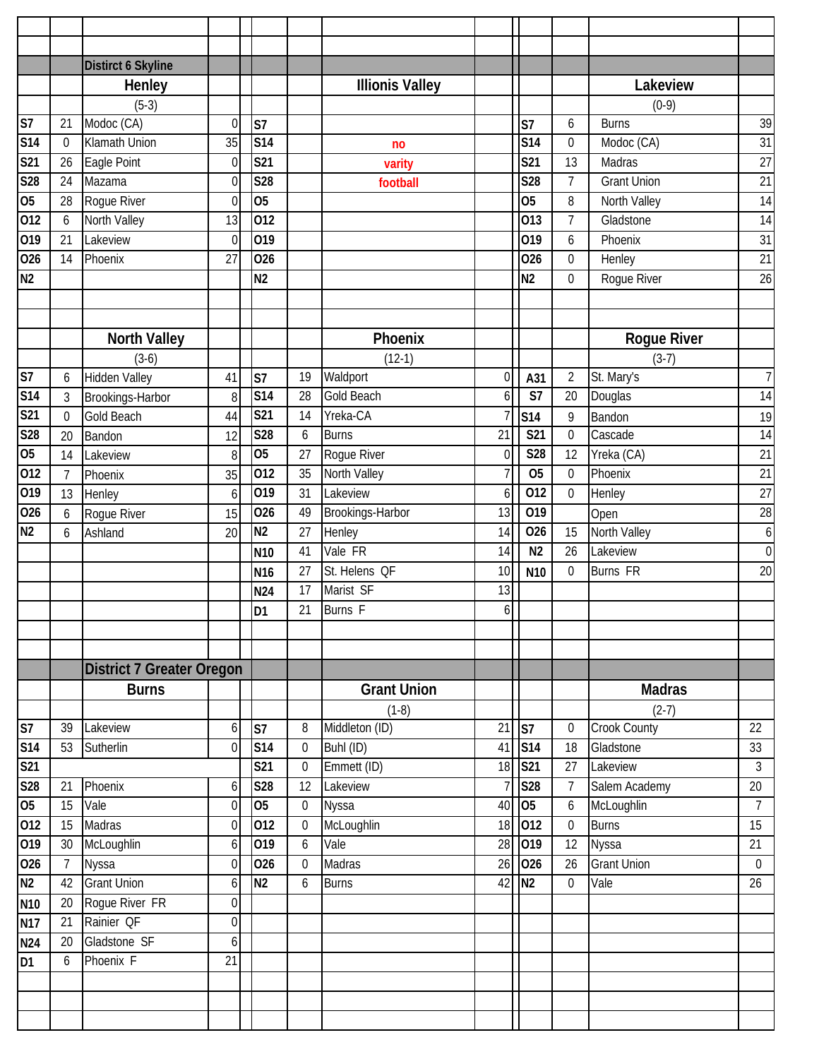## Distirct 6 Skyline

| Date | Score | Henley | Opp |
|---|---|---|---|
| | | (5-3) | |
| S7 | 21 | Modoc (CA) | 0 |
| S14 | 0 | Klamath Union | 35 |
| S21 | 26 | Eagle Point | 0 |
| S28 | 24 | Mazama | 0 |
| O5 | 28 | Rogue River | 0 |
| O12 | 6 | North Valley | 13 |
| O19 | 21 | Lakeview | 0 |
| O26 | 14 | Phoenix | 27 |
| N2 | | | |

| Date | Score | Illinois Valley | Opp |
|---|---|---|---|
| S7 | | | |
| S14 | | no | |
| S21 | | varity | |
| S28 | | football | |
| O5 | | | |
| O12 | | | |
| O19 | | | |
| O26 | | | |
| N2 | | | |

| Date | Score | Lakeview | Opp |
|---|---|---|---|
| | | (0-9) | |
| S7 | 6 | Burns | 39 |
| S14 | 0 | Modoc (CA) | 31 |
| S21 | 13 | Madras | 27 |
| S28 | 7 | Grant Union | 21 |
| O5 | 8 | North Valley | 14 |
| O13 | 7 | Gladstone | 14 |
| O19 | 6 | Phoenix | 31 |
| O26 | 0 | Henley | 21 |
| N2 | 0 | Rogue River | 26 |

| Date | Score | North Valley | Opp |
|---|---|---|---|
| | | (3-6) | |
| S7 | 6 | Hidden Valley | 41 |
| S14 | 3 | Brookings-Harbor | 8 |
| S21 | 0 | Gold Beach | 44 |
| S28 | 20 | Bandon | 12 |
| O5 | 14 | Lakeview | 8 |
| O12 | 7 | Phoenix | 35 |
| O19 | 13 | Henley | 6 |
| O26 | 6 | Rogue River | 15 |
| N2 | 6 | Ashland | 20 |

| Date | Score | Phoenix | Opp |
|---|---|---|---|
| | | (12-1) | |
| S7 | 19 | Waldport | 0 |
| S14 | 28 | Gold Beach | 6 |
| S21 | 14 | Yreka-CA | 7 |
| S28 | 6 | Burns | 21 |
| O5 | 27 | Rogue River | 0 |
| O12 | 35 | North Valley | 7 |
| O19 | 31 | Lakeview | 6 |
| O26 | 49 | Brookings-Harbor | 13 |
| N2 | 27 | Henley | 14 |
| N10 | 41 | Vale FR | 14 |
| N16 | 27 | St. Helens QF | 10 |
| N24 | 17 | Marist SF | 13 |
| D1 | 21 | Burns F | 6 |

| Date | Score | Rogue River | Opp |
|---|---|---|---|
| | | (3-7) | |
| A31 | 2 | St. Mary's | 7 |
| S7 | 20 | Douglas | 14 |
| S14 | 9 | Bandon | 19 |
| S21 | 0 | Cascade | 14 |
| S28 | 12 | Yreka (CA) | 21 |
| O5 | 0 | Phoenix | 21 |
| O12 | 0 | Henley | 27 |
| O19 | | Open | 28 |
| O26 | 15 | North Valley | 6 |
| N2 | 26 | Lakeview | 0 |
| N10 | 0 | Burns FR | 20 |

## District 7 Greater Oregon

| Date | Score | Burns | Opp |
|---|---|---|---|
| S7 | 39 | Lakeview | 6 |
| S14 | 53 | Sutherlin | 0 |
| S21 | | | |
| S28 | 21 | Phoenix | 6 |
| O5 | 15 | Vale | 0 |
| O12 | 15 | Madras | 0 |
| O19 | 30 | McLoughlin | 6 |
| O26 | 7 | Nyssa | 0 |
| N2 | 42 | Grant Union | 6 |
| N10 | 20 | Rogue River FR | 0 |
| N17 | 21 | Rainier QF | 0 |
| N24 | 20 | Gladstone SF | 6 |
| D1 | 6 | Phoenix F | 21 |

| Date | Score | Grant Union | Opp |
|---|---|---|---|
| | | (1-8) | |
| S7 | 8 | Middleton (ID) | 21 |
| S14 | 0 | Buhl (ID) | 41 |
| S21 | 0 | Emmett (ID) | 18 |
| S28 | 12 | Lakeview | 7 |
| O5 | 0 | Nyssa | 40 |
| O12 | 0 | McLoughlin | 18 |
| O19 | 6 | Vale | 28 |
| O26 | 0 | Madras | 26 |
| N2 | 6 | Burns | 42 |

| Date | Score | Madras | Opp |
|---|---|---|---|
| | | (2-7) | |
| S7 | 0 | Crook County | 22 |
| S14 | 18 | Gladstone | 33 |
| S21 | 27 | Lakeview | 3 |
| S28 | 7 | Salem Academy | 20 |
| O5 | 6 | McLoughlin | 7 |
| O12 | 0 | Burns | 15 |
| O19 | 12 | Nyssa | 21 |
| O26 | 26 | Grant Union | 0 |
| N2 | 0 | Vale | 26 |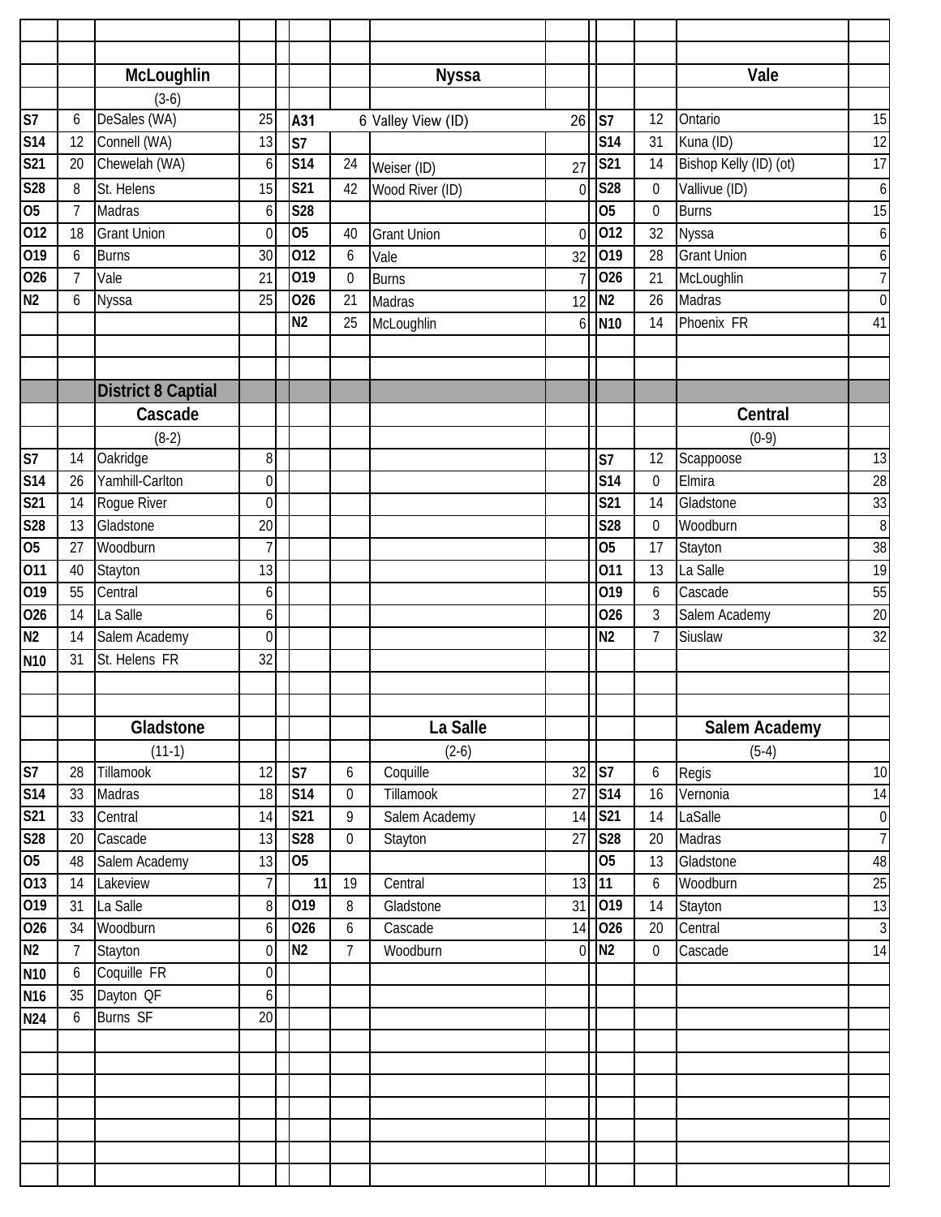| | | | | | | | | | | | |
|---|---|---|---|---|---|---|---|---|---|---|---|
| | | **McLoughlin** | | | | **Nyssa** | | | | **Vale** | |
| | | (3-6) | | | | | | | | | |
| S7 | 6 | DeSales (WA) | 25 | A31 | 6 | Valley View (ID) | 26 | S7 | 12 | Ontario | 15 |
| S14 | 12 | Connell (WA) | 13 | S7 | | | | S14 | 31 | Kuna (ID) | 12 |
| S21 | 20 | Chewelah (WA) | 6 | S14 | 24 | Weiser (ID) | 27 | S21 | 14 | Bishop Kelly (ID) (ot) | 17 |
| S28 | 8 | St. Helens | 15 | S21 | 42 | Wood River (ID) | 0 | S28 | 0 | Vallivue (ID) | 6 |
| O5 | 7 | Madras | 6 | S28 | | | | O5 | 0 | Burns | 15 |
| O12 | 18 | Grant Union | 0 | O5 | 40 | Grant Union | 0 | O12 | 32 | Nyssa | 6 |
| O19 | 6 | Burns | 30 | O12 | 6 | Vale | 32 | O19 | 28 | Grant Union | 6 |
| O26 | 7 | Vale | 21 | O19 | 0 | Burns | 7 | O26 | 21 | McLoughlin | 7 |
| N2 | 6 | Nyssa | 25 | O26 | 21 | Madras | 12 | N2 | 26 | Madras | 0 |
| | | | | N2 | 25 | McLoughlin | 6 | N10 | 14 | Phoenix FR | 41 |
| | | **District 8 Captial** | | | | | | | | | |
| | | **Cascade** | | | | | | | | **Central** | |
| | | (8-2) | | | | | | | | (0-9) | |
| S7 | 14 | Oakridge | 8 | | | | | S7 | 12 | Scappoose | 13 |
| S14 | 26 | Yamhill-Carlton | 0 | | | | | S14 | 0 | Elmira | 28 |
| S21 | 14 | Rogue River | 0 | | | | | S21 | 14 | Gladstone | 33 |
| S28 | 13 | Gladstone | 20 | | | | | S28 | 0 | Woodburn | 8 |
| O5 | 27 | Woodburn | 7 | | | | | O5 | 17 | Stayton | 38 |
| O11 | 40 | Stayton | 13 | | | | | O11 | 13 | La Salle | 19 |
| O19 | 55 | Central | 6 | | | | | O19 | 6 | Cascade | 55 |
| O26 | 14 | La Salle | 6 | | | | | O26 | 3 | Salem Academy | 20 |
| N2 | 14 | Salem Academy | 0 | | | | | N2 | 7 | Siuslaw | 32 |
| N10 | 31 | St. Helens FR | 32 | | | | | | | | |
| | | **Gladstone** | | | | **La Salle** | | | | **Salem Academy** | |
| | | (11-1) | | | | (2-6) | | | | (5-4) | |
| S7 | 28 | Tillamook | 12 | S7 | 6 | Coquille | 32 | S7 | 6 | Regis | 10 |
| S14 | 33 | Madras | 18 | S14 | 0 | Tillamook | 27 | S14 | 16 | Vernonia | 14 |
| S21 | 33 | Central | 14 | S21 | 9 | Salem Academy | 14 | S21 | 14 | LaSalle | 0 |
| S28 | 20 | Cascade | 13 | S28 | 0 | Stayton | 27 | S28 | 20 | Madras | 7 |
| O5 | 48 | Salem Academy | 13 | O5 | | | | O5 | 13 | Gladstone | 48 |
| O13 | 14 | Lakeview | 7 | 11 | 19 | Central | 13 | 11 | 6 | Woodburn | 25 |
| O19 | 31 | La Salle | 8 | O19 | 8 | Gladstone | 31 | O19 | 14 | Stayton | 13 |
| O26 | 34 | Woodburn | 6 | O26 | 6 | Cascade | 14 | O26 | 20 | Central | 3 |
| N2 | 7 | Stayton | 0 | N2 | 7 | Woodburn | 0 | N2 | 0 | Cascade | 14 |
| N10 | 6 | Coquille FR | 0 | | | | | | | | |
| N16 | 35 | Dayton QF | 6 | | | | | | | | |
| N24 | 6 | Burns SF | 20 | | | | | | | | |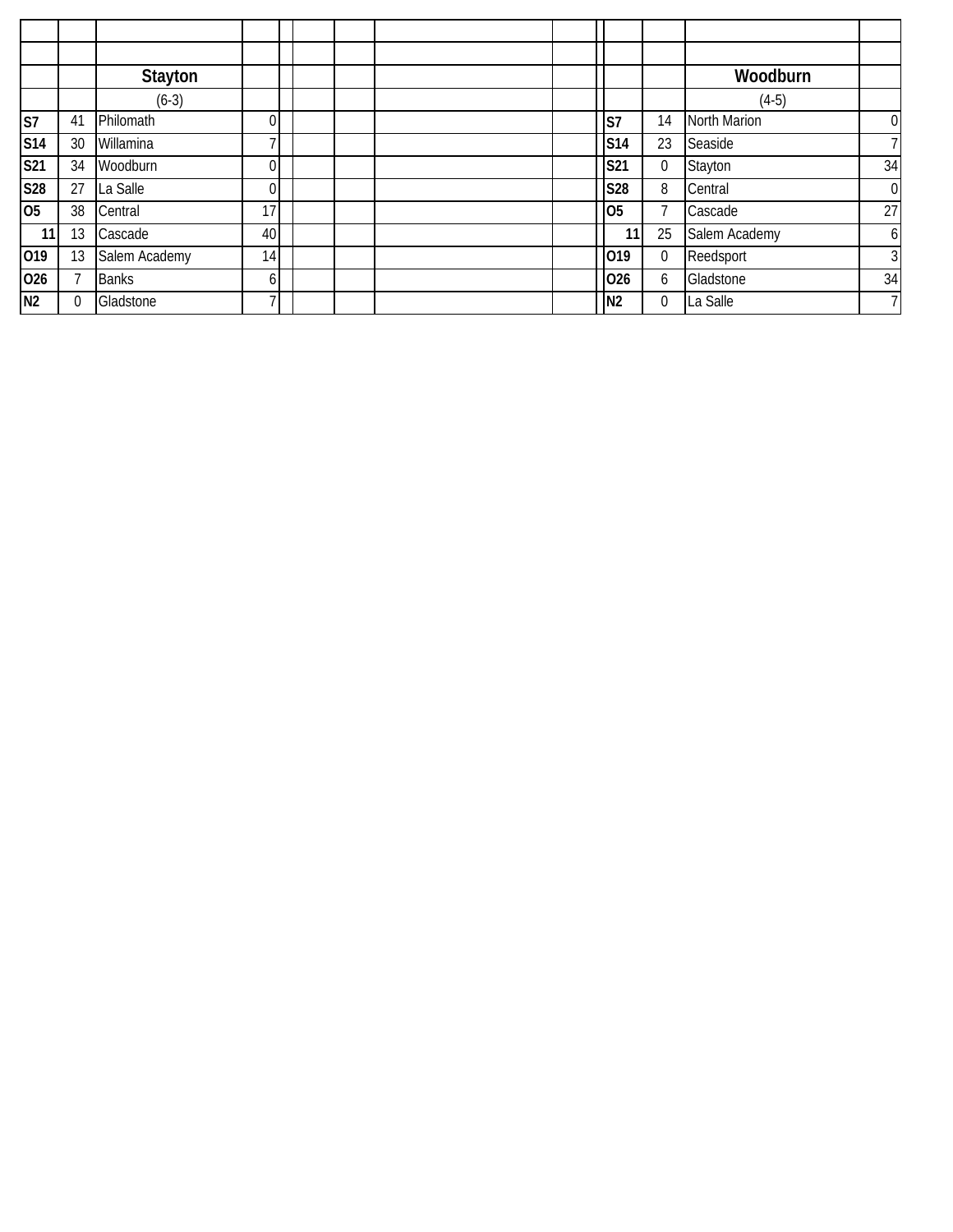| | | | | | | | | | | | | |
|---|---|---|---|---|---|---|---|---|---|---|---|---|
| | | **Stayton** | | | | | | | | | **Woodburn** | |
| | | (6-3) | | | | | | | | | (4-5) | |
| **S7** | 41 | Philomath | 0 | | | | | | **S7** | 14 | North Marion | 0 |
| **S14** | 30 | Willamina | 7 | | | | | | **S14** | 23 | Seaside | 7 |
| **S21** | 34 | Woodburn | 0 | | | | | | **S21** | 0 | Stayton | 34 |
| **S28** | 27 | La Salle | 0 | | | | | | **S28** | 8 | Central | 0 |
| **O5** | 38 | Central | 17 | | | | | | **O5** | 7 | Cascade | 27 |
| **11** | 13 | Cascade | 40 | | | | | | **11** | 25 | Salem Academy | 6 |
| **O19** | 13 | Salem Academy | 14 | | | | | | **O19** | 0 | Reedsport | 3 |
| **O26** | 7 | Banks | 6 | | | | | | **O26** | 6 | Gladstone | 34 |
| **N2** | 0 | Gladstone | 7 | | | | | | **N2** | 0 | La Salle | 7 |